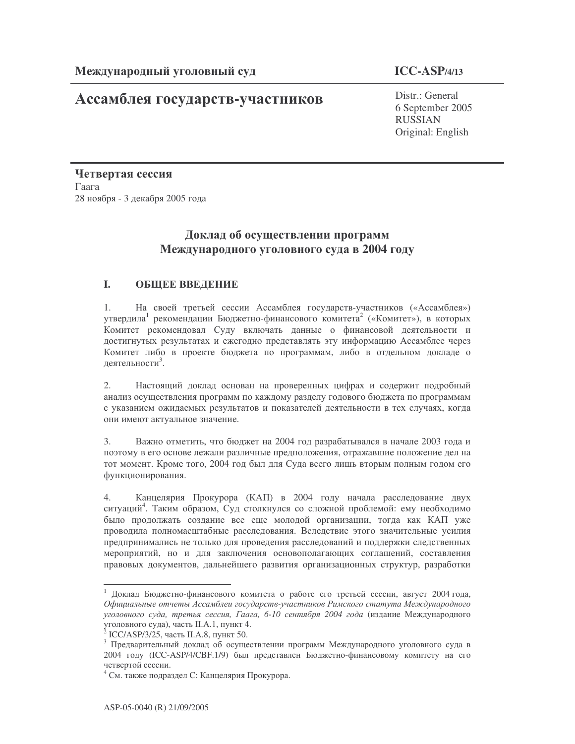**Международный уголовный суд** **ICC-ASP/4/13**

# Ассамблея государств-участников

Distr.: General
6 September 2005
RUSSIAN
Original: English

**Четвертая сессия**
Гаага
28 ноября - 3 декабря 2005 года

## Доклад об осуществлении программ Международного уголовного суда в 2004 году

### I. ОБЩЕЕ ВВЕДЕНИЕ

1. На своей третьей сессии Ассамблея государств-участников («Ассамблея») утвердила[1] рекомендации Бюджетно-финансового комитета[2] («Комитет»), в которых Комитет рекомендовал Суду включать данные о финансовой деятельности и достигнутых результатах и ежегодно представлять эту информацию Ассамблее через Комитет либо в проекте бюджета по программам, либо в отдельном докладе о деятельности[3].

2. Настоящий доклад основан на проверенных цифрах и содержит подробный анализ осуществления программ по каждому разделу годового бюджета по программам с указанием ожидаемых результатов и показателей деятельности в тех случаях, когда они имеют актуальное значение.

3. Важно отметить, что бюджет на 2004 год разрабатывался в начале 2003 года и поэтому в его основе лежали различные предположения, отражавшие положение дел на тот момент. Кроме того, 2004 год был для Суда всего лишь вторым полным годом его функционирования.

4. Канцелярия Прокурора (КАП) в 2004 году начала расследование двух ситуаций[4]. Таким образом, Суд столкнулся со сложной проблемой: ему необходимо было продолжать создание все еще молодой организации, тогда как КАП уже проводила полномасштабные расследования. Вследствие этого значительные усилия предпринимались не только для проведения расследований и поддержки следственных мероприятий, но и для заключения основополагающих соглашений, составления правовых документов, дальнейшего развития организационных структур, разработки

---

[1] Доклад Бюджетно-финансового комитета о работе его третьей сессии, август 2004 года, *Официальные отчеты Ассамблеи государств-участников Римского статута Международного уголовного суда, третья сессия, Гаага, 6-10 сентября 2004 года* (издание Международного уголовного суда), часть II.A.1, пункт 4.

[2] ICC/ASP/3/25, часть II.A.8, пункт 50.

[3] Предварительный доклад об осуществлении программ Международного уголовного суда в 2004 году (ICC-ASP/4/CBF.1/9) был представлен Бюджетно-финансовому комитету на его четвертой сессии.

[4] См. также подраздел С: Канцелярия Прокурора.

ASP-05-0040 (R) 21/09/2005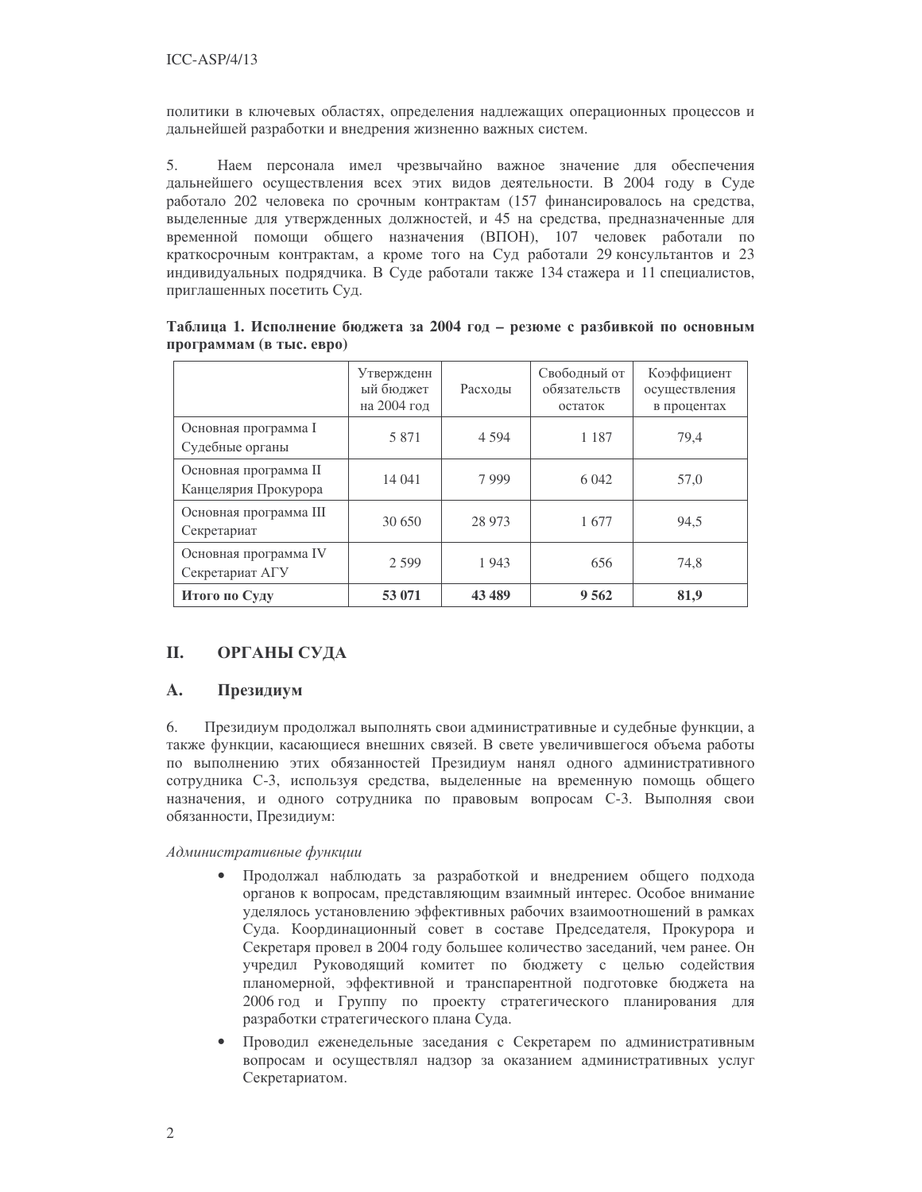политики в ключевых областях, определения надлежащих операционных процессов и дальнейшей разработки и внедрения жизненно важных систем.

5. Наем персонала имел чрезвычайно важное значение для обеспечения дальнейшего осуществления всех этих видов деятельности. В 2004 году в Суде работало 202 человека по срочным контрактам (157 финансировалось на средства, выделенные для утвержденных должностей, и 45 на средства, предназначенные для временной помощи общего назначения (ВПОН), 107 человек работали по краткосрочным контрактам, а кроме того на Суд работали 29 консультантов и 23 индивидуальных подрядчика. В Суде работали также 134 стажера и 11 специалистов, приглашенных посетить Суд.

**Таблица 1. Исполнение бюджета за 2004 год – резюме с разбивкой по основным программам (в тыс. евро)**

| | Утвержденный бюджет на 2004 год | Расходы | Свободный от обязательств остаток | Коэффициент осуществления в процентах |
|---|---|---|---|---|
| Основная программа I Судебные органы | 5 871 | 4 594 | 1 187 | 79,4 |
| Основная программа II Канцелярия Прокурора | 14 041 | 7 999 | 6 042 | 57,0 |
| Основная программа III Секретариат | 30 650 | 28 973 | 1 677 | 94,5 |
| Основная программа IV Секретариат АГУ | 2 599 | 1 943 | 656 | 74,8 |
| **Итого по Суду** | **53 071** | **43 489** | **9 562** | **81,9** |

## II. ОРГАНЫ СУДА

### A. Президиум

6. Президиум продолжал выполнять свои административные и судебные функции, а также функции, касающиеся внешних связей. В свете увеличившегося объема работы по выполнению этих обязанностей Президиум нанял одного административного сотрудника С-3, используя средства, выделенные на временную помощь общего назначения, и одного сотрудника по правовым вопросам С-3. Выполняя свои обязанности, Президиум:

*Административные функции*

- Продолжал наблюдать за разработкой и внедрением общего подхода органов к вопросам, представляющим взаимный интерес. Особое внимание уделялось установлению эффективных рабочих взаимоотношений в рамках Суда. Координационный совет в составе Председателя, Прокурора и Секретаря провел в 2004 году большее количество заседаний, чем ранее. Он учредил Руководящий комитет по бюджету с целью содействия планомерной, эффективной и транспарентной подготовке бюджета на 2006 год и Группу по проекту стратегического планирования для разработки стратегического плана Суда.
- Проводил еженедельные заседания с Секретарем по административным вопросам и осуществлял надзор за оказанием административных услуг Секретариатом.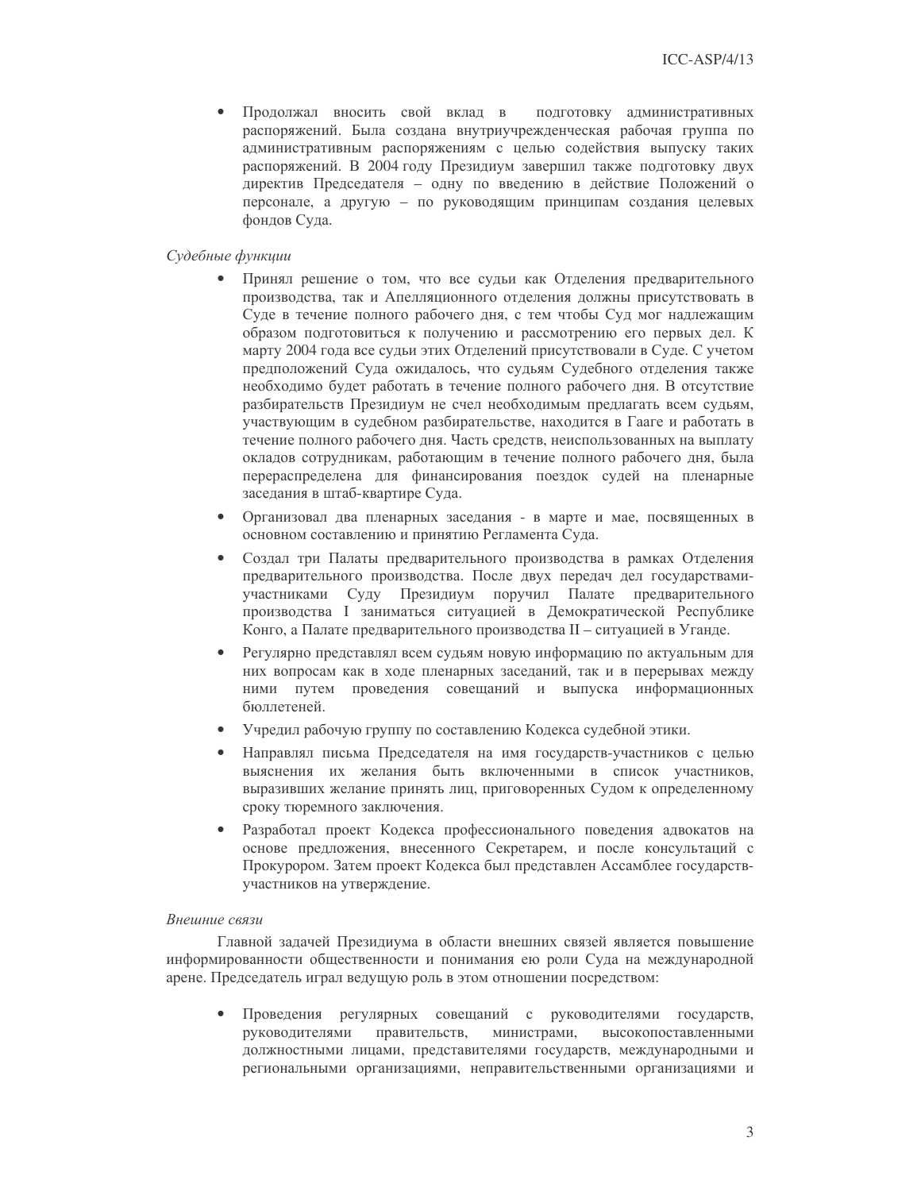- Продолжал вносить свой вклад в подготовку административных распоряжений. Была создана внутриучрежденческая рабочая группа по административным распоряжениям с целью содействия выпуску таких распоряжений. В 2004 году Президиум завершил также подготовку двух директив Председателя – одну по введению в действие Положений о персонале, а другую – по руководящим принципам создания целевых фондов Суда.

*Судебные функции*

- Принял решение о том, что все судьи как Отделения предварительного производства, так и Апелляционного отделения должны присутствовать в Суде в течение полного рабочего дня, с тем чтобы Суд мог надлежащим образом подготовиться к получению и рассмотрению его первых дел. К марту 2004 года все судьи этих Отделений присутствовали в Суде. С учетом предположений Суда ожидалось, что судьям Судебного отделения также необходимо будет работать в течение полного рабочего дня. В отсутствие разбирательств Президиум не счел необходимым предлагать всем судьям, участвующим в судебном разбирательстве, находится в Гааге и работать в течение полного рабочего дня. Часть средств, неиспользованных на выплату окладов сотрудникам, работающим в течение полного рабочего дня, была перераспределена для финансирования поездок судей на пленарные заседания в штаб-квартире Суда.
- Организовал два пленарных заседания - в марте и мае, посвященных в основном составлению и принятию Регламента Суда.
- Создал три Палаты предварительного производства в рамках Отделения предварительного производства. После двух передач дел государствами-участниками Суду Президиум поручил Палате предварительного производства I заниматься ситуацией в Демократической Республике Конго, а Палате предварительного производства II – ситуацией в Уганде.
- Регулярно представлял всем судьям новую информацию по актуальным для них вопросам как в ходе пленарных заседаний, так и в перерывах между ними путем проведения совещаний и выпуска информационных бюллетеней.
- Учредил рабочую группу по составлению Кодекса судебной этики.
- Направлял письма Председателя на имя государств-участников с целью выяснения их желания быть включенными в список участников, выразивших желание принять лиц, приговоренных Судом к определенному сроку тюремного заключения.
- Разработал проект Кодекса профессионального поведения адвокатов на основе предложения, внесенного Секретарем, и после консультаций с Прокурором. Затем проект Кодекса был представлен Ассамблее государств-участников на утверждение.

*Внешние связи*

Главной задачей Президиума в области внешних связей является повышение информированности общественности и понимания ею роли Суда на международной арене. Председатель играл ведущую роль в этом отношении посредством:

- Проведения регулярных совещаний с руководителями государств, руководителями правительств, министрами, высокопоставленными должностными лицами, представителями государств, международными и региональными организациями, неправительственными организациями и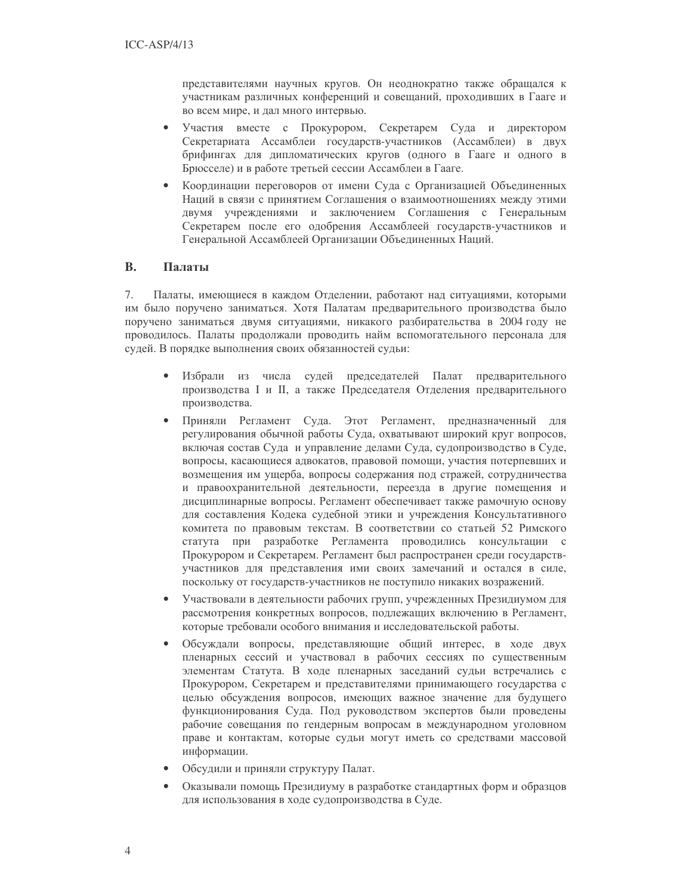представителями научных кругов. Он неоднократно также обращался к участникам различных конференций и совещаний, проходивших в Гааге и во всем мире, и дал много интервью.

- Участия вместе с Прокурором, Секретарем Суда и директором Секретариата Ассамблеи государств-участников (Ассамблеи) в двух брифингах для дипломатических кругов (одного в Гааге и одного в Брюсселе) и в работе третьей сессии Ассамблеи в Гааге.
- Координации переговоров от имени Суда с Организацией Объединенных Наций в связи с принятием Соглашения о взаимоотношениях между этими двумя учреждениями и заключением Соглашения с Генеральным Секретарем после его одобрения Ассамблеей государств-участников и Генеральной Ассамблеей Организации Объединенных Наций.

## B. Палаты

7. Палаты, имеющиеся в каждом Отделении, работают над ситуациями, которыми им было поручено заниматься. Хотя Палатам предварительного производства было поручено заниматься двумя ситуациями, никакого разбирательства в 2004 году не проводилось. Палаты продолжали проводить найм вспомогательного персонала для судей. В порядке выполнения своих обязанностей судьи:

- Избрали из числа судей председателей Палат предварительного производства I и II, а также Председателя Отделения предварительного производства.
- Приняли Регламент Суда. Этот Регламент, предназначенный для регулирования обычной работы Суда, охватывают широкий круг вопросов, включая состав Суда и управление делами Суда, судопроизводство в Суде, вопросы, касающиеся адвокатов, правовой помощи, участия потерпевших и возмещения им ущерба, вопросы содержания под стражей, сотрудничества и правоохранительной деятельности, переезда в другие помещения и дисциплинарные вопросы. Регламент обеспечивает также рамочную основу для составления Кодека судебной этики и учреждения Консультативного комитета по правовым текстам. В соответствии со статьей 52 Римского статута при разработке Регламента проводились консультации с Прокурором и Секретарем. Регламент был распространен среди государств-участников для представления ими своих замечаний и остался в силе, поскольку от государств-участников не поступило никаких возражений.
- Участвовали в деятельности рабочих групп, учрежденных Президиумом для рассмотрения конкретных вопросов, подлежащих включению в Регламент, которые требовали особого внимания и исследовательской работы.
- Обсуждали вопросы, представляющие общий интерес, в ходе двух пленарных сессий и участвовал в рабочих сессиях по существенным элементам Статута. В ходе пленарных заседаний судьи встречались с Прокурором, Секретарем и представителями принимающего государства с целью обсуждения вопросов, имеющих важное значение для будущего функционирования Суда. Под руководством экспертов были проведены рабочие совещания по гендерным вопросам в международном уголовном праве и контактам, которые судьи могут иметь со средствами массовой информации.
- Обсудили и приняли структуру Палат.
- Оказывали помощь Президиуму в разработке стандартных форм и образцов для использования в ходе судопроизводства в Суде.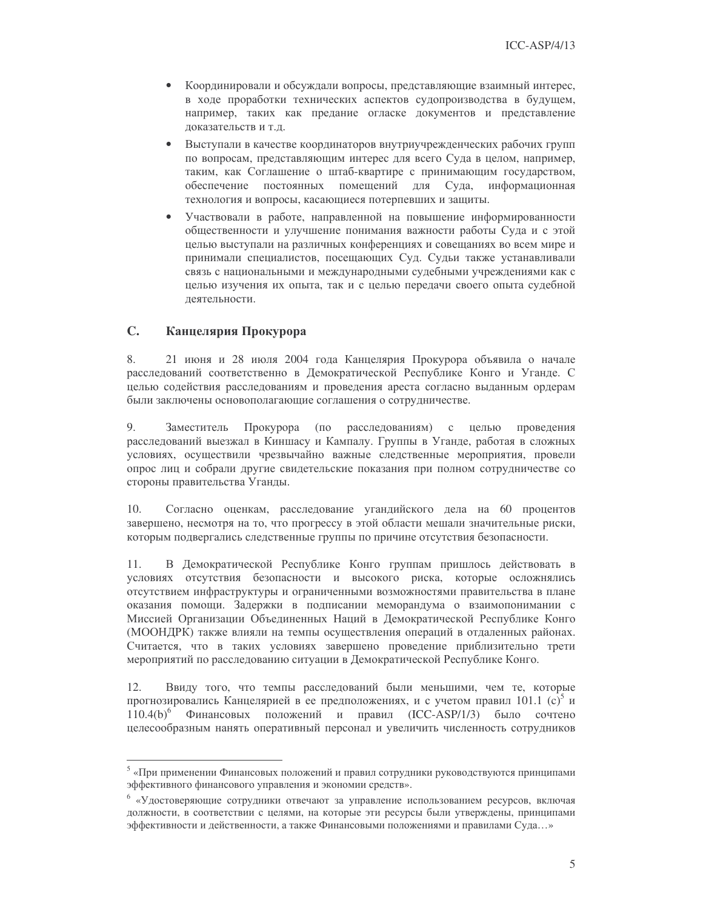- Координировали и обсуждали вопросы, представляющие взаимный интерес, в ходе проработки технических аспектов судопроизводства в будущем, например, таких как предание огласке документов и представление доказательств и т.д.
- Выступали в качестве координаторов внутриучрежденческих рабочих групп по вопросам, представляющим интерес для всего Суда в целом, например, таким, как Соглашение о штаб-квартире с принимающим государством, обеспечение постоянных помещений для Суда, информационная технология и вопросы, касающиеся потерпевших и защиты.
- Участвовали в работе, направленной на повышение информированности общественности и улучшение понимания важности работы Суда и с этой целью выступали на различных конференциях и совещаниях во всем мире и принимали специалистов, посещающих Суд. Судьи также устанавливали связь с национальными и международными судебными учреждениями как с целью изучения их опыта, так и с целью передачи своего опыта судебной деятельности.

## C. Канцелярия Прокурора

8. 21 июня и 28 июля 2004 года Канцелярия Прокурора объявила о начале расследований соответственно в Демократической Республике Конго и Уганде. С целью содействия расследованиям и проведения ареста согласно выданным ордерам были заключены основополагающие соглашения о сотрудничестве.

9. Заместитель Прокурора (по расследованиям) с целью проведения расследований выезжал в Киншасу и Кампалу. Группы в Уганде, работая в сложных условиях, осуществили чрезвычайно важные следственные мероприятия, провели опрос лиц и собрали другие свидетельские показания при полном сотрудничестве со стороны правительства Уганды.

10. Согласно оценкам, расследование угандийского дела на 60 процентов завершено, несмотря на то, что прогрессу в этой области мешали значительные риски, которым подвергались следственные группы по причине отсутствия безопасности.

11. В Демократической Республике Конго группам пришлось действовать в условиях отсутствия безопасности и высокого риска, которые осложнялись отсутствием инфраструктуры и ограниченными возможностями правительства в плане оказания помощи. Задержки в подписании меморандума о взаимопонимании с Миссией Организации Объединенных Наций в Демократической Республике Конго (МООНДРК) также влияли на темпы осуществления операций в отдаленных районах. Считается, что в таких условиях завершено проведение приблизительно трети мероприятий по расследованию ситуации в Демократической Республике Конго.

12. Ввиду того, что темпы расследований были меньшими, чем те, которые прогнозировались Канцелярией в ее предположениях, и с учетом правил 101.1 (c)[5] и 110.4(b)[6] Финансовых положений и правил (ICC-ASP/1/3) было сочтено целесообразным нанять оперативный персонал и увеличить численность сотрудников

---

[5] «При применении Финансовых положений и правил сотрудники руководствуются принципами эффективного финансового управления и экономии средств».

[6] «Удостоверяющие сотрудники отвечают за управление использованием ресурсов, включая должности, в соответствии с целями, на которые эти ресурсы были утверждены, принципами эффективности и действенности, а также Финансовыми положениями и правилами Суда…»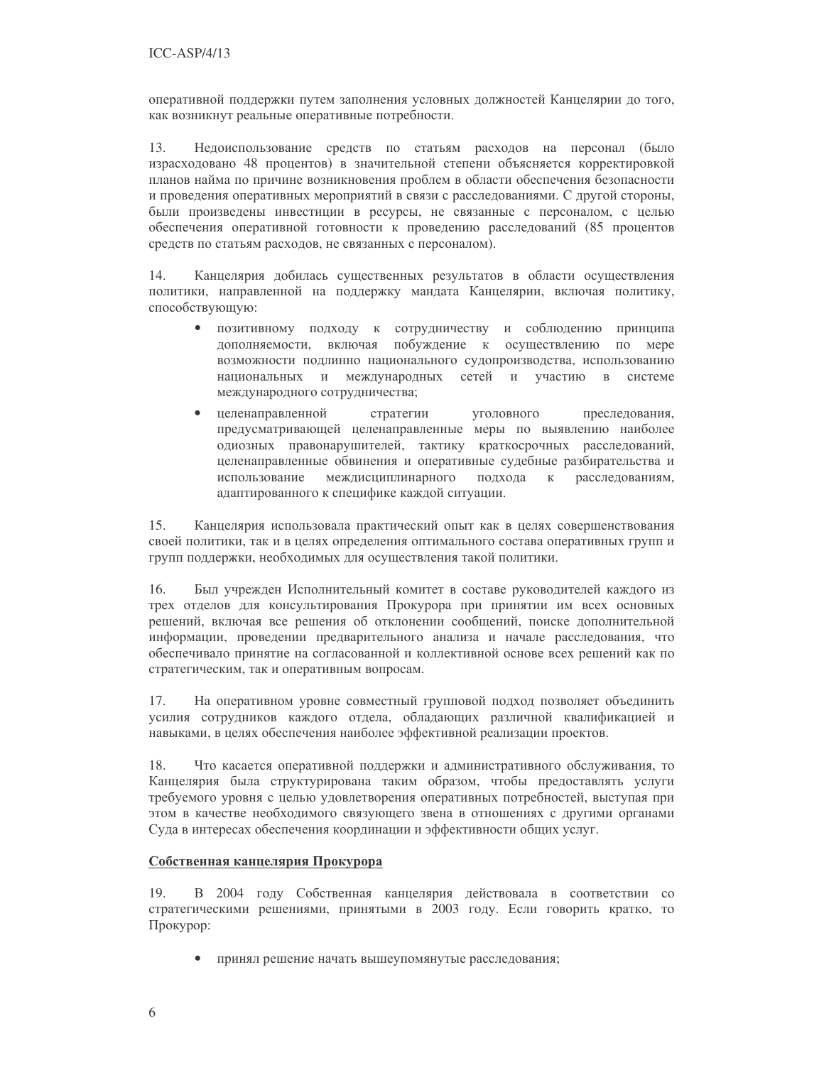оперативной поддержки путем заполнения условных должностей Канцелярии до того, как возникнут реальные оперативные потребности.

13. Недоиспользование средств по статьям расходов на персонал (было израсходовано 48 процентов) в значительной степени объясняется корректировкой планов найма по причине возникновения проблем в области обеспечения безопасности и проведения оперативных мероприятий в связи с расследованиями. С другой стороны, были произведены инвестиции в ресурсы, не связанные с персоналом, с целью обеспечения оперативной готовности к проведению расследований (85 процентов средств по статьям расходов, не связанных с персоналом).

14. Канцелярия добилась существенных результатов в области осуществления политики, направленной на поддержку мандата Канцелярии, включая политику, способствующую:

- позитивному подходу к сотрудничеству и соблюдению принципа дополняемости, включая побуждение к осуществлению по мере возможности подлинно национального судопроизводства, использованию национальных и международных сетей и участию в системе международного сотрудничества;
- целенаправленной стратегии уголовного преследования, предусматривающей целенаправленные меры по выявлению наиболее одиозных правонарушителей, тактику краткосрочных расследований, целенаправленные обвинения и оперативные судебные разбирательства и использование междисциплинарного подхода к расследованиям, адаптированного к специфике каждой ситуации.

15. Канцелярия использовала практический опыт как в целях совершенствования своей политики, так и в целях определения оптимального состава оперативных групп и групп поддержки, необходимых для осуществления такой политики.

16. Был учрежден Исполнительный комитет в составе руководителей каждого из трех отделов для консультирования Прокурора при принятии им всех основных решений, включая все решения об отклонении сообщений, поиске дополнительной информации, проведении предварительного анализа и начале расследования, что обеспечивало принятие на согласованной и коллективной основе всех решений как по стратегическим, так и оперативным вопросам.

17. На оперативном уровне совместный групповой подход позволяет объединить усилия сотрудников каждого отдела, обладающих различной квалификацией и навыками, в целях обеспечения наиболее эффективной реализации проектов.

18. Что касается оперативной поддержки и административного обслуживания, то Канцелярия была структурирована таким образом, чтобы предоставлять услуги требуемого уровня с целью удовлетворения оперативных потребностей, выступая при этом в качестве необходимого связующего звена в отношениях с другими органами Суда в интересах обеспечения координации и эффективности общих услуг.

**<u>Собственная канцелярия Прокурора</u>**

19. В 2004 году Собственная канцелярия действовала в соответствии со стратегическими решениями, принятыми в 2003 году. Если говорить кратко, то Прокурор:

- принял решение начать вышеупомянутые расследования;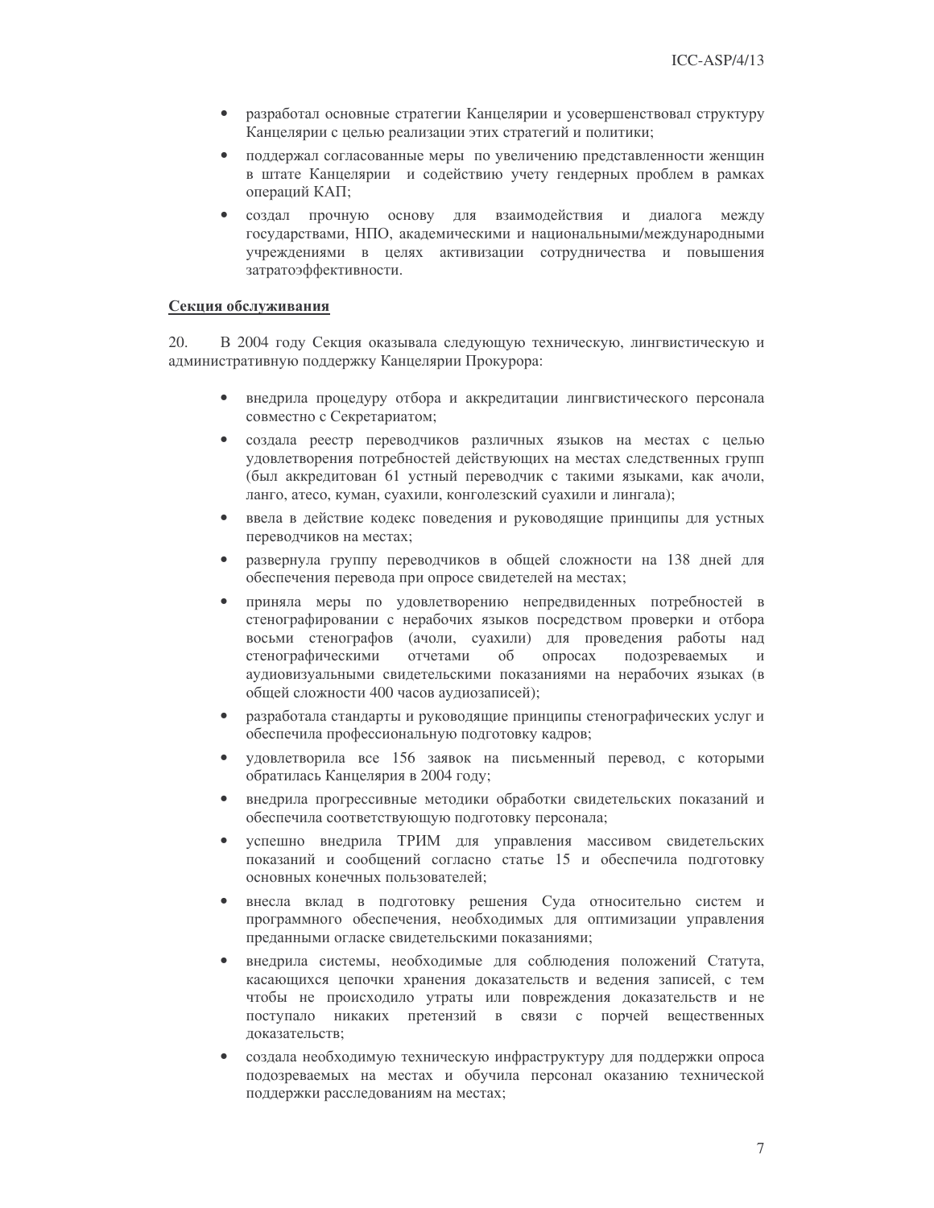- разработал основные стратегии Канцелярии и усовершенствовал структуру Канцелярии с целью реализации этих стратегий и политики;
- поддержал согласованные меры по увеличению представленности женщин в штате Канцелярии и содействию учету гендерных проблем в рамках операций КАП;
- создал прочную основу для взаимодействия и диалога между государствами, НПО, академическими и национальными/международными учреждениями в целях активизации сотрудничества и повышения затратоэффективности.

**Секция обслуживания**

20. В 2004 году Секция оказывала следующую техническую, лингвистическую и административную поддержку Канцелярии Прокурора:

- внедрила процедуру отбора и аккредитации лингвистического персонала совместно с Секретариатом;
- создала реестр переводчиков различных языков на местах с целью удовлетворения потребностей действующих на местах следственных групп (был аккредитован 61 устный переводчик с такими языками, как ачоли, ланго, атесо, куман, суахили, конголезский суахили и лингала);
- ввела в действие кодекс поведения и руководящие принципы для устных переводчиков на местах;
- развернула группу переводчиков в общей сложности на 138 дней для обеспечения перевода при опросе свидетелей на местах;
- приняла меры по удовлетворению непредвиденных потребностей в стенографировании с нерабочих языков посредством проверки и отбора восьми стенографов (ачоли, суахили) для проведения работы над стенографическими отчетами об опросах подозреваемых и аудиовизуальными свидетельскими показаниями на нерабочих языках (в общей сложности 400 часов аудиозаписей);
- разработала стандарты и руководящие принципы стенографических услуг и обеспечила профессиональную подготовку кадров;
- удовлетворила все 156 заявок на письменный перевод, с которыми обратилась Канцелярия в 2004 году;
- внедрила прогрессивные методики обработки свидетельских показаний и обеспечила соответствующую подготовку персонала;
- успешно внедрила ТРИМ для управления массивом свидетельских показаний и сообщений согласно статье 15 и обеспечила подготовку основных конечных пользователей;
- внесла вклад в подготовку решения Суда относительно систем и программного обеспечения, необходимых для оптимизации управления преданными огласке свидетельскими показаниями;
- внедрила системы, необходимые для соблюдения положений Статута, касающихся цепочки хранения доказательств и ведения записей, с тем чтобы не происходило утраты или повреждения доказательств и не поступало никаких претензий в связи с порчей вещественных доказательств;
- создала необходимую техническую инфраструктуру для поддержки опроса подозреваемых на местах и обучила персонал оказанию технической поддержки расследованиям на местах;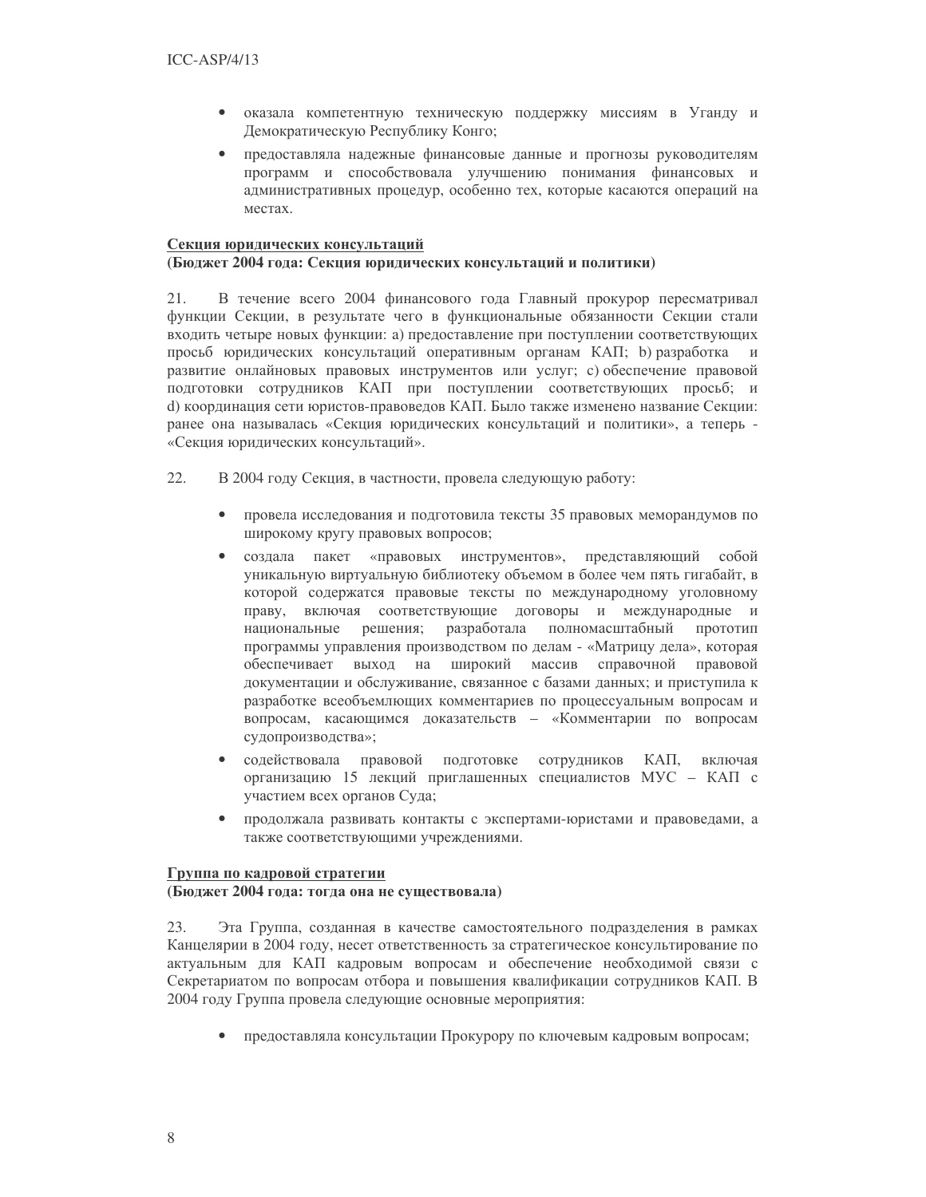- оказала компетентную техническую поддержку миссиям в Уганду и Демократическую Республику Конго;
- предоставляла надежные финансовые данные и прогнозы руководителям программ и способствовала улучшению понимания финансовых и административных процедур, особенно тех, которые касаются операций на местах.

**Секция юридических консультаций**
**(Бюджет 2004 года: Секция юридических консультаций и политики)**

21. В течение всего 2004 финансового года Главный прокурор пересматривал функции Секции, в результате чего в функциональные обязанности Секции стали входить четыре новых функции: a) предоставление при поступлении соответствующих просьб юридических консультаций оперативным органам КАП; b) разработка и развитие онлайновых правовых инструментов или услуг; c) обеспечение правовой подготовки сотрудников КАП при поступлении соответствующих просьб; и d) координация сети юристов-правоведов КАП. Было также изменено название Секции: ранее она называлась «Секция юридических консультаций и политики», а теперь - «Секция юридических консультаций».

22. В 2004 году Секция, в частности, провела следующую работу:

- провела исследования и подготовила тексты 35 правовых меморандумов по широкому кругу правовых вопросов;
- создала пакет «правовых инструментов», представляющий собой уникальную виртуальную библиотеку объемом в более чем пять гигабайт, в которой содержатся правовые тексты по международному уголовному праву, включая соответствующие договоры и международные и национальные решения; разработала полномасштабный прототип программы управления производством по делам - «Матрицу дела», которая обеспечивает выход на широкий массив справочной правовой документации и обслуживание, связанное с базами данных; и приступила к разработке всеобъемлющих комментариев по процессуальным вопросам и вопросам, касающимся доказательств – «Комментарии по вопросам судопроизводства»;
- содействовала правовой подготовке сотрудников КАП, включая организацию 15 лекций приглашенных специалистов МУС – КАП с участием всех органов Суда;
- продолжала развивать контакты с экспертами-юристами и правоведами, а также соответствующими учреждениями.

**Группа по кадровой стратегии**
**(Бюджет 2004 года: тогда она не существовала)**

23. Эта Группа, созданная в качестве самостоятельного подразделения в рамках Канцелярии в 2004 году, несет ответственность за стратегическое консультирование по актуальным для КАП кадровым вопросам и обеспечение необходимой связи с Секретариатом по вопросам отбора и повышения квалификации сотрудников КАП. В 2004 году Группа провела следующие основные мероприятия:

- предоставляла консультации Прокурору по ключевым кадровым вопросам;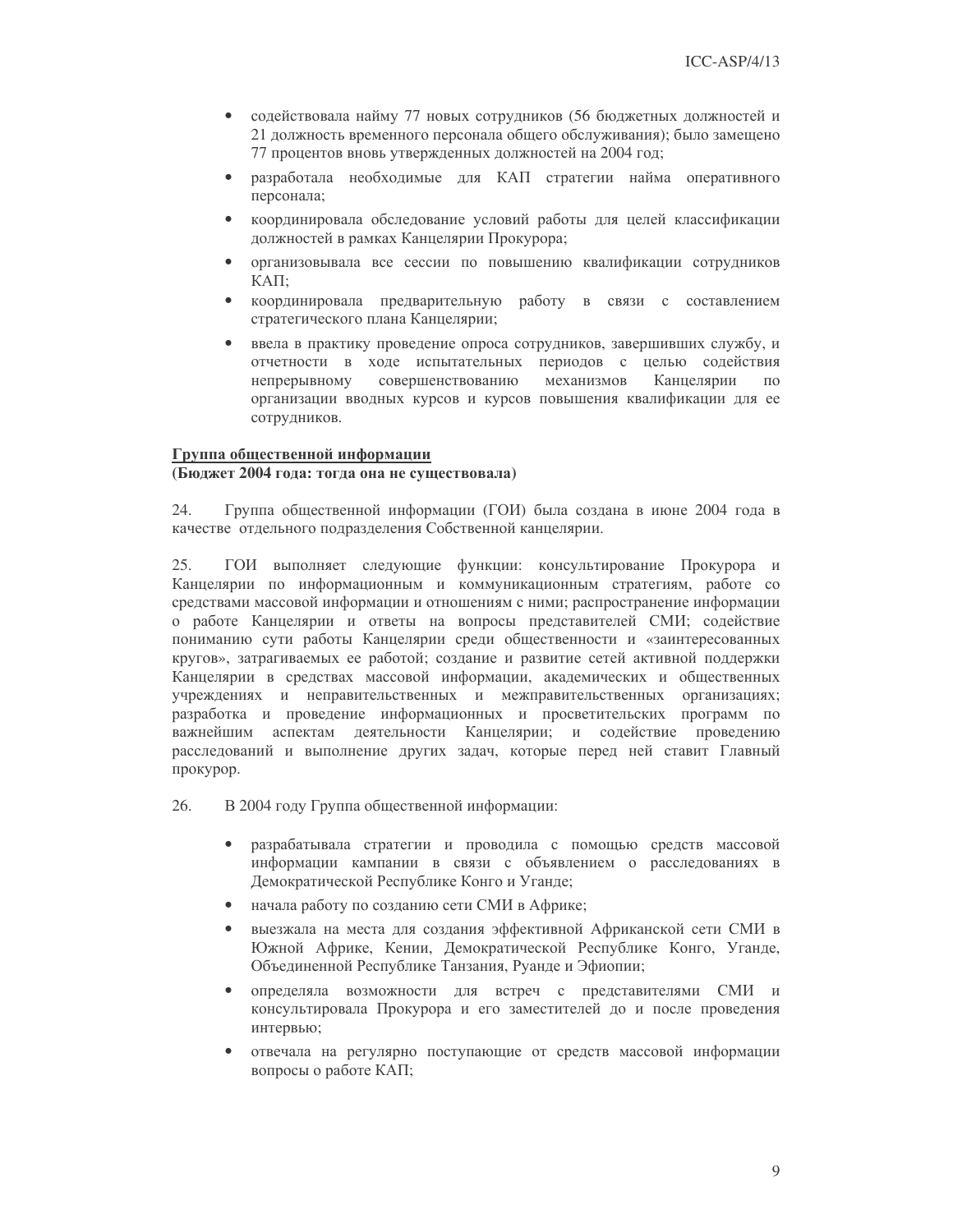- содействовала найму 77 новых сотрудников (56 бюджетных должностей и 21 должность временного персонала общего обслуживания); было замещено 77 процентов вновь утвержденных должностей на 2004 год;
- разработала необходимые для КАП стратегии найма оперативного персонала;
- координировала обследование условий работы для целей классификации должностей в рамках Канцелярии Прокурора;
- организовывала все сессии по повышению квалификации сотрудников КАП;
- координировала предварительную работу в связи с составлением стратегического плана Канцелярии;
- ввела в практику проведение опроса сотрудников, завершивших службу, и отчетности в ходе испытательных периодов с целью содействия непрерывному совершенствованию механизмов Канцелярии по организации вводных курсов и курсов повышения квалификации для ее сотрудников.

**<u>Группа общественной информации</u>**
**(Бюджет 2004 года: тогда она не существовала)**

24. Группа общественной информации (ГОИ) была создана в июне 2004 года в качестве отдельного подразделения Собственной канцелярии.

25. ГОИ выполняет следующие функции: консультирование Прокурора и Канцелярии по информационным и коммуникационным стратегиям, работе со средствами массовой информации и отношениям с ними; распространение информации о работе Канцелярии и ответы на вопросы представителей СМИ; содействие пониманию сути работы Канцелярии среди общественности и «заинтересованных кругов», затрагиваемых ее работой; создание и развитие сетей активной поддержки Канцелярии в средствах массовой информации, академических и общественных учреждениях и неправительственных и межправительственных организациях; разработка и проведение информационных и просветительских программ по важнейшим аспектам деятельности Канцелярии; и содействие проведению расследований и выполнение других задач, которые перед ней ставит Главный прокурор.

26. В 2004 году Группа общественной информации:

- разрабатывала стратегии и проводила с помощью средств массовой информации кампании в связи с объявлением о расследованиях в Демократической Республике Конго и Уганде;
- начала работу по созданию сети СМИ в Африке;
- выезжала на места для создания эффективной Африканской сети СМИ в Южной Африке, Кении, Демократической Республике Конго, Уганде, Объединенной Республике Танзания, Руанде и Эфиопии;
- определяла возможности для встреч с представителями СМИ и консультировала Прокурора и его заместителей до и после проведения интервью;
- отвечала на регулярно поступающие от средств массовой информации вопросы о работе КАП;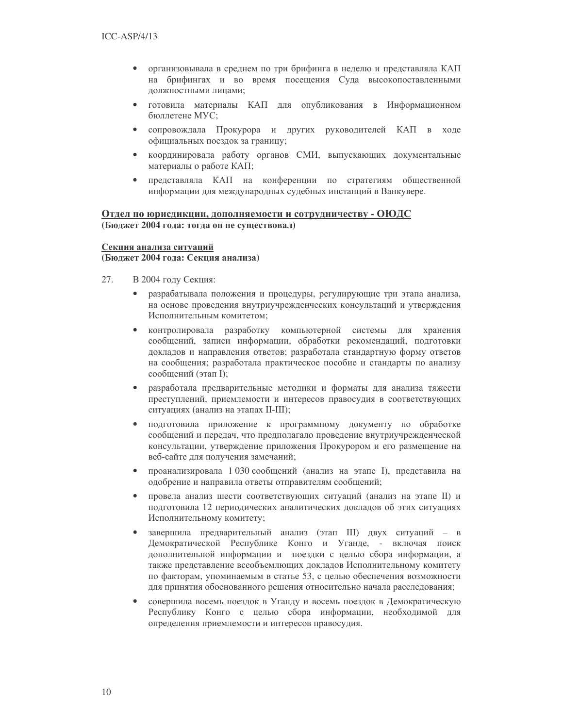- организовывала в среднем по три брифинга в неделю и представляла КАП на брифингах и во время посещения Суда высокопоставленными должностными лицами;
- готовила материалы КАП для опубликования в Информационном бюллетене МУС;
- сопровождала Прокурора и других руководителей КАП в ходе официальных поездок за границу;
- координировала работу органов СМИ, выпускающих документальные материалы о работе КАП;
- представляла КАП на конференции по стратегиям общественной информации для международных судебных инстанций в Ванкувере.

**<u>Отдел по юрисдикции, дополняемости и сотрудничеству - ОЮДС</u>**
**(Бюджет 2004 года: тогда он не существовал)**

**<u>Секция анализа ситуаций</u>**
**(Бюджет 2004 года: Секция анализа)**

27. В 2004 году Секция:

- разрабатывала положения и процедуры, регулирующие три этапа анализа, на основе проведения внутриучрежденческих консультаций и утверждения Исполнительным комитетом;
- контролировала разработку компьютерной системы для хранения сообщений, записи информации, обработки рекомендаций, подготовки докладов и направления ответов; разработала стандартную форму ответов на сообщения; разработала практическое пособие и стандарты по анализу сообщений (этап I);
- разработала предварительные методики и форматы для анализа тяжести преступлений, приемлемости и интересов правосудия в соответствующих ситуациях (анализ на этапах II-III);
- подготовила приложение к программному документу по обработке сообщений и передач, что предполагало проведение внутриучрежденческой консультации, утверждение приложения Прокурором и его размещение на веб-сайте для получения замечаний;
- проанализировала 1 030 сообщений (анализ на этапе I), представила на одобрение и направила ответы отправителям сообщений;
- провела анализ шести соответствующих ситуаций (анализ на этапе II) и подготовила 12 периодических аналитических докладов об этих ситуациях Исполнительному комитету;
- завершила предварительный анализ (этап III) двух ситуаций – в Демократической Республике Конго и Уганде, - включая поиск дополнительной информации и поездки с целью сбора информации, а также представление всеобъемлющих докладов Исполнительному комитету по факторам, упоминаемым в статье 53, с целью обеспечения возможности для принятия обоснованного решения относительно начала расследования;
- совершила восемь поездок в Уганду и восемь поездок в Демократическую Республику Конго с целью сбора информации, необходимой для определения приемлемости и интересов правосудия.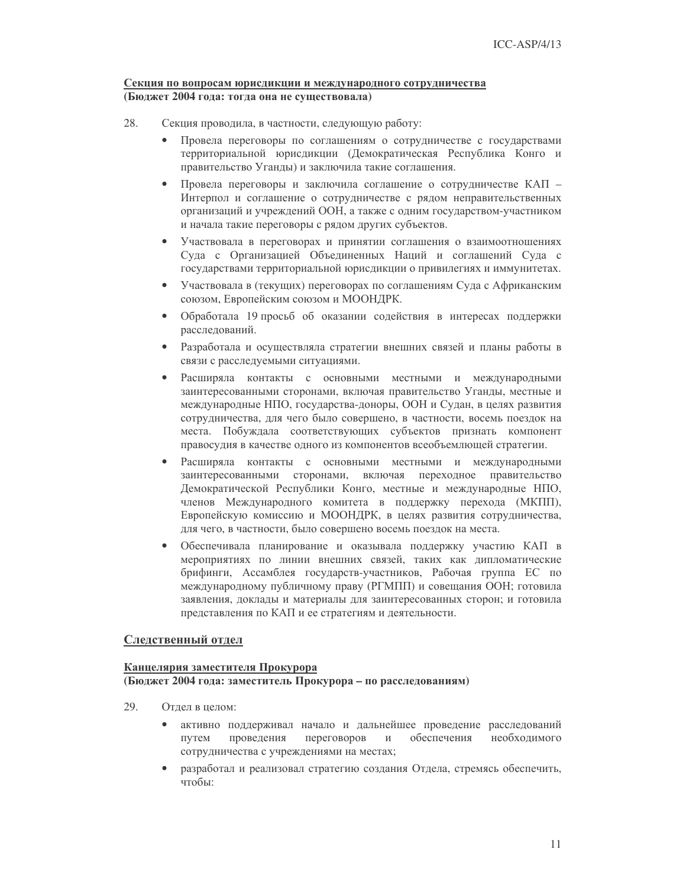**Секция по вопросам юрисдикции и международного сотрудничества**
**(Бюджет 2004 года: тогда она не существовала)**

28. Секция проводила, в частности, следующую работу:

- Провела переговоры по соглашениям о сотрудничестве с государствами территориальной юрисдикции (Демократическая Республика Конго и правительство Уганды) и заключила такие соглашения.
- Провела переговоры и заключила соглашение о сотрудничестве КАП – Интерпол и соглашение о сотрудничестве с рядом неправительственных организаций и учреждений ООН, а также с одним государством-участником и начала такие переговоры с рядом других субъектов.
- Участвовала в переговорах и принятии соглашения о взаимоотношениях Суда с Организацией Объединенных Наций и соглашений Суда с государствами территориальной юрисдикции о привилегиях и иммунитетах.
- Участвовала в (текущих) переговорах по соглашениям Суда с Африканским союзом, Европейским союзом и МООНДРК.
- Обработала 19 просьб об оказании содействия в интересах поддержки расследований.
- Разработала и осуществляла стратегии внешних связей и планы работы в связи с расследуемыми ситуациями.
- Расширяла контакты с основными местными и международными заинтересованными сторонами, включая правительство Уганды, местные и международные НПО, государства-доноры, ООН и Судан, в целях развития сотрудничества, для чего было совершено, в частности, восемь поездок на места. Побуждала соответствующих субъектов признать компонент правосудия в качестве одного из компонентов всеобъемлющей стратегии.
- Расширяла контакты с основными местными и международными заинтересованными сторонами, включая переходное правительство Демократической Республики Конго, местные и международные НПО, членов Международного комитета в поддержку перехода (МКПП), Европейскую комиссию и МООНДРК, в целях развития сотрудничества, для чего, в частности, было совершено восемь поездок на места.
- Обеспечивала планирование и оказывала поддержку участию КАП в мероприятиях по линии внешних связей, таких как дипломатические брифинги, Ассамблея государств-участников, Рабочая группа ЕС по международному публичному праву (РГМПП) и совещания ООН; готовила заявления, доклады и материалы для заинтересованных сторон; и готовила представления по КАП и ее стратегиям и деятельности.

## Следственный отдел

**Канцелярия заместителя Прокурора**
**(Бюджет 2004 года: заместитель Прокурора – по расследованиям)**

29. Отдел в целом:

- активно поддерживал начало и дальнейшее проведение расследований путем проведения переговоров и обеспечения необходимого сотрудничества с учреждениями на местах;
- разработал и реализовал стратегию создания Отдела, стремясь обеспечить, чтобы: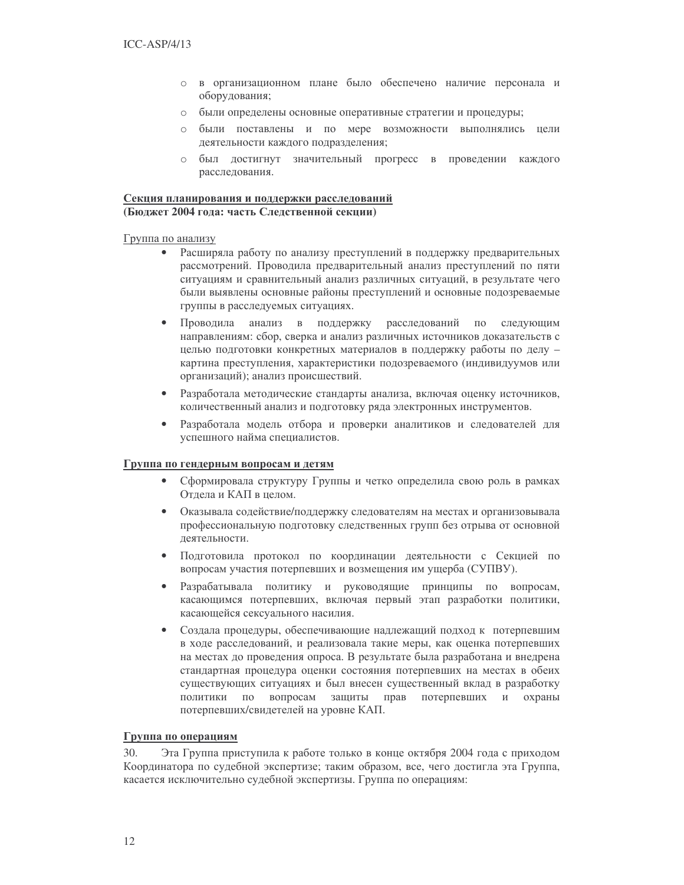- в организационном плане было обеспечено наличие персонала и оборудования;
- были определены основные оперативные стратегии и процедуры;
- были поставлены и по мере возможности выполнялись цели деятельности каждого подразделения;
- был достигнут значительный прогресс в проведении каждого расследования.

**<u>Секция планирования и поддержки расследований</u>**
**(Бюджет 2004 года: часть Следственной секции)**

<u>Группа по анализу</u>

- Расширяла работу по анализу преступлений в поддержку предварительных рассмотрений. Проводила предварительный анализ преступлений по пяти ситуациям и сравнительный анализ различных ситуаций, в результате чего были выявлены основные районы преступлений и основные подозреваемые группы в расследуемых ситуациях.
- Проводила анализ в поддержку расследований по следующим направлениям: сбор, сверка и анализ различных источников доказательств с целью подготовки конкретных материалов в поддержку работы по делу – картина преступления, характеристики подозреваемого (индивидуумов или организаций); анализ происшествий.
- Разработала методические стандарты анализа, включая оценку источников, количественный анализ и подготовку ряда электронных инструментов.
- Разработала модель отбора и проверки аналитиков и следователей для успешного найма специалистов.

**<u>Группа по гендерным вопросам и детям</u>**

- Сформировала структуру Группы и четко определила свою роль в рамках Отдела и КАП в целом.
- Оказывала содействие/поддержку следователям на местах и организовывала профессиональную подготовку следственных групп без отрыва от основной деятельности.
- Подготовила протокол по координации деятельности с Секцией по вопросам участия потерпевших и возмещения им ущерба (СУПВУ).
- Разрабатывала политику и руководящие принципы по вопросам, касающимся потерпевших, включая первый этап разработки политики, касающейся сексуального насилия.
- Создала процедуры, обеспечивающие надлежащий подход к потерпевшим в ходе расследований, и реализовала такие меры, как оценка потерпевших на местах до проведения опроса. В результате была разработана и внедрена стандартная процедура оценки состояния потерпевших на местах в обеих существующих ситуациях и был внесен существенный вклад в разработку политики по вопросам защиты прав потерпевших и охраны потерпевших/свидетелей на уровне КАП.

**<u>Группа по операциям</u>**

30. Эта Группа приступила к работе только в конце октября 2004 года с приходом Координатора по судебной экспертизе; таким образом, все, чего достигла эта Группа, касается исключительно судебной экспертизы. Группа по операциям: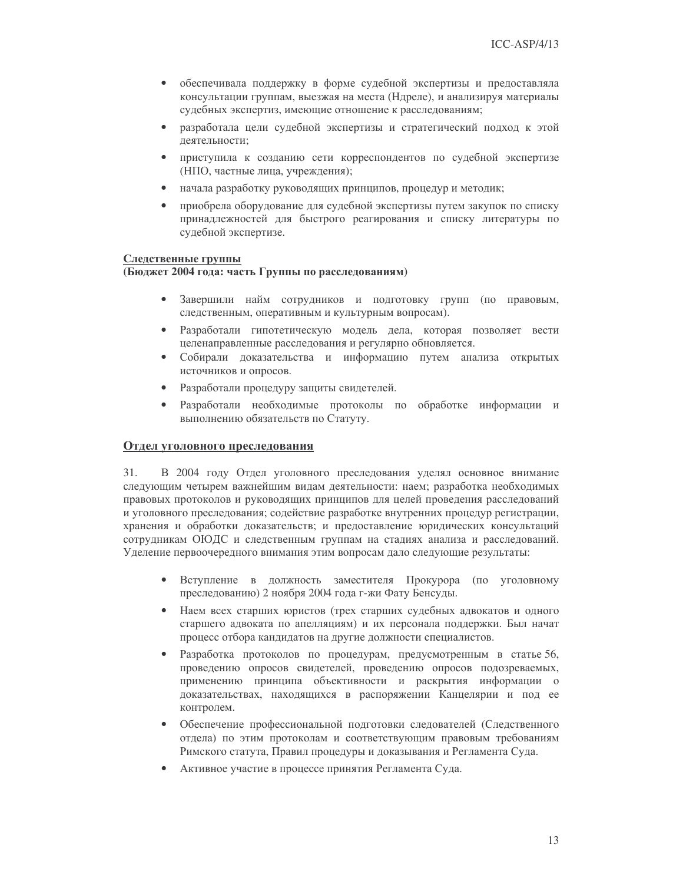- обеспечивала поддержку в форме судебной экспертизы и предоставляла консультации группам, выезжая на места (Ндреле), и анализируя материалы судебных экспертиз, имеющие отношение к расследованиям;
- разработала цели судебной экспертизы и стратегический подход к этой деятельности;
- приступила к созданию сети корреспондентов по судебной экспертизе (НПО, частные лица, учреждения);
- начала разработку руководящих принципов, процедур и методик;
- приобрела оборудование для судебной экспертизы путем закупок по списку принадлежностей для быстрого реагирования и списку литературы по судебной экспертизе.

**<u>Следственные группы</u>**
**(Бюджет 2004 года: часть Группы по расследованиям)**

- Завершили найм сотрудников и подготовку групп (по правовым, следственным, оперативным и культурным вопросам).
- Разработали гипотетическую модель дела, которая позволяет вести целенаправленные расследования и регулярно обновляется.
- Собирали доказательства и информацию путем анализа открытых источников и опросов.
- Разработали процедуру защиты свидетелей.
- Разработали необходимые протоколы по обработке информации и выполнению обязательств по Статуту.

## <u>Отдел уголовного преследования</u>

31. В 2004 году Отдел уголовного преследования уделял основное внимание следующим четырем важнейшим видам деятельности: наем; разработка необходимых правовых протоколов и руководящих принципов для целей проведения расследований и уголовного преследования; содействие разработке внутренних процедур регистрации, хранения и обработки доказательств; и предоставление юридических консультаций сотрудникам ОЮДС и следственным группам на стадиях анализа и расследований. Уделение первоочередного внимания этим вопросам дало следующие результаты:

- Вступление в должность заместителя Прокурора (по уголовному преследованию) 2 ноября 2004 года г-жи Фату Бенсуды.
- Наем всех старших юристов (трех старших судебных адвокатов и одного старшего адвоката по апелляциям) и их персонала поддержки. Был начат процесс отбора кандидатов на другие должности специалистов.
- Разработка протоколов по процедурам, предусмотренным в статье 56, проведению опросов свидетелей, проведению опросов подозреваемых, применению принципа объективности и раскрытия информации о доказательствах, находящихся в распоряжении Канцелярии и под ее контролем.
- Обеспечение профессиональной подготовки следователей (Следственного отдела) по этим протоколам и соответствующим правовым требованиям Римского статута, Правил процедуры и доказывания и Регламента Суда.
- Активное участие в процессе принятия Регламента Суда.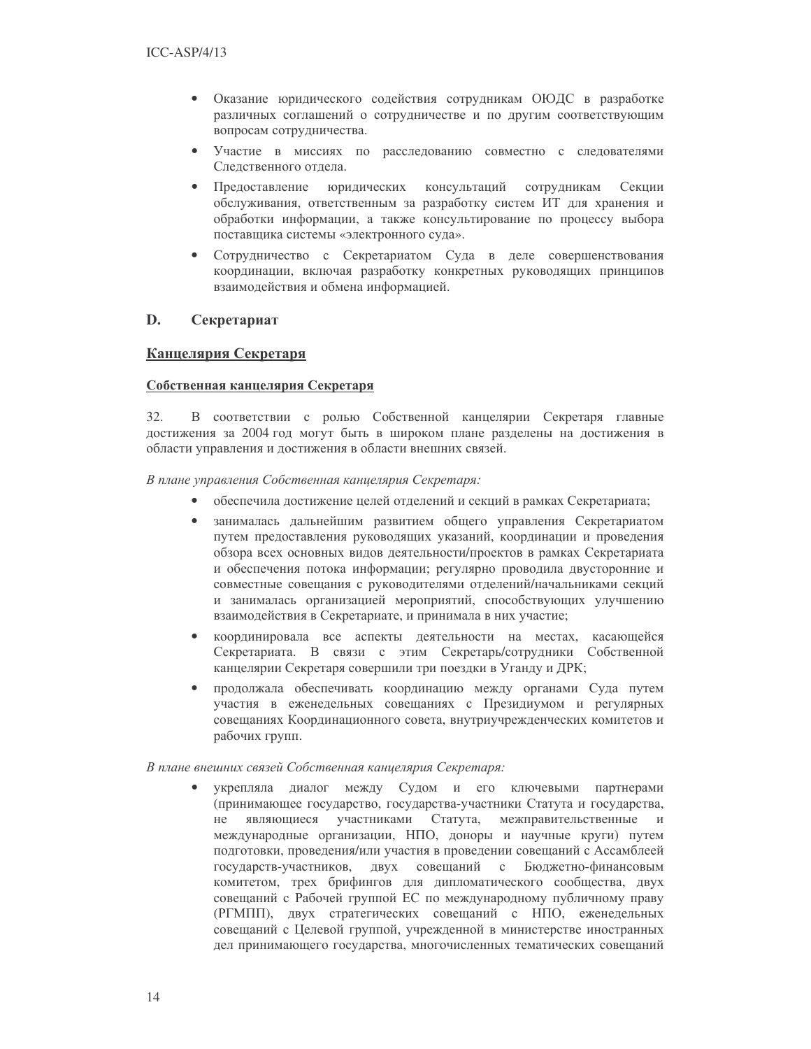- Оказание юридического содействия сотрудникам ОЮДС в разработке различных соглашений о сотрудничестве и по другим соответствующим вопросам сотрудничества.
- Участие в миссиях по расследованию совместно с следователями Следственного отдела.
- Предоставление юридических консультаций сотрудникам Секции обслуживания, ответственным за разработку систем ИТ для хранения и обработки информации, а также консультирование по процессу выбора поставщика системы «электронного суда».
- Сотрудничество с Секретариатом Суда в деле совершенствования координации, включая разработку конкретных руководящих принципов взаимодействия и обмена информацией.

## D. Секретариат

### <u>Канцелярия Секретаря</u>

#### <u>Собственная канцелярия Секретаря</u>

32. В соответствии с ролью Собственной канцелярии Секретаря главные достижения за 2004 год могут быть в широком плане разделены на достижения в области управления и достижения в области внешних связей.

*В плане управления Собственная канцелярия Секретаря:*

- обеспечила достижение целей отделений и секций в рамках Секретариата;
- занималась дальнейшим развитием общего управления Секретариатом путем предоставления руководящих указаний, координации и проведения обзора всех основных видов деятельности/проектов в рамках Секретариата и обеспечения потока информации; регулярно проводила двусторонние и совместные совещания с руководителями отделений/начальниками секций и занималась организацией мероприятий, способствующих улучшению взаимодействия в Секретариате, и принимала в них участие;
- координировала все аспекты деятельности на местах, касающейся Секретариата. В связи с этим Секретарь/сотрудники Собственной канцелярии Секретаря совершили три поездки в Уганду и ДРК;
- продолжала обеспечивать координацию между органами Суда путем участия в еженедельных совещаниях с Президиумом и регулярных совещаниях Координационного совета, внутриучрежденческих комитетов и рабочих групп.

*В плане внешних связей Собственная канцелярия Секретаря:*

- укрепляла диалог между Судом и его ключевыми партнерами (принимающее государство, государства-участники Статута и государства, не являющиеся участниками Статута, межправительственные и международные организации, НПО, доноры и научные круги) путем подготовки, проведения/или участия в проведении совещаний с Ассамблеей государств-участников, двух совещаний с Бюджетно-финансовым комитетом, трех брифингов для дипломатического сообщества, двух совещаний с Рабочей группой ЕС по международному публичному праву (РГМПП), двух стратегических совещаний с НПО, еженедельных совещаний с Целевой группой, учрежденной в министерстве иностранных дел принимающего государства, многочисленных тематических совещаний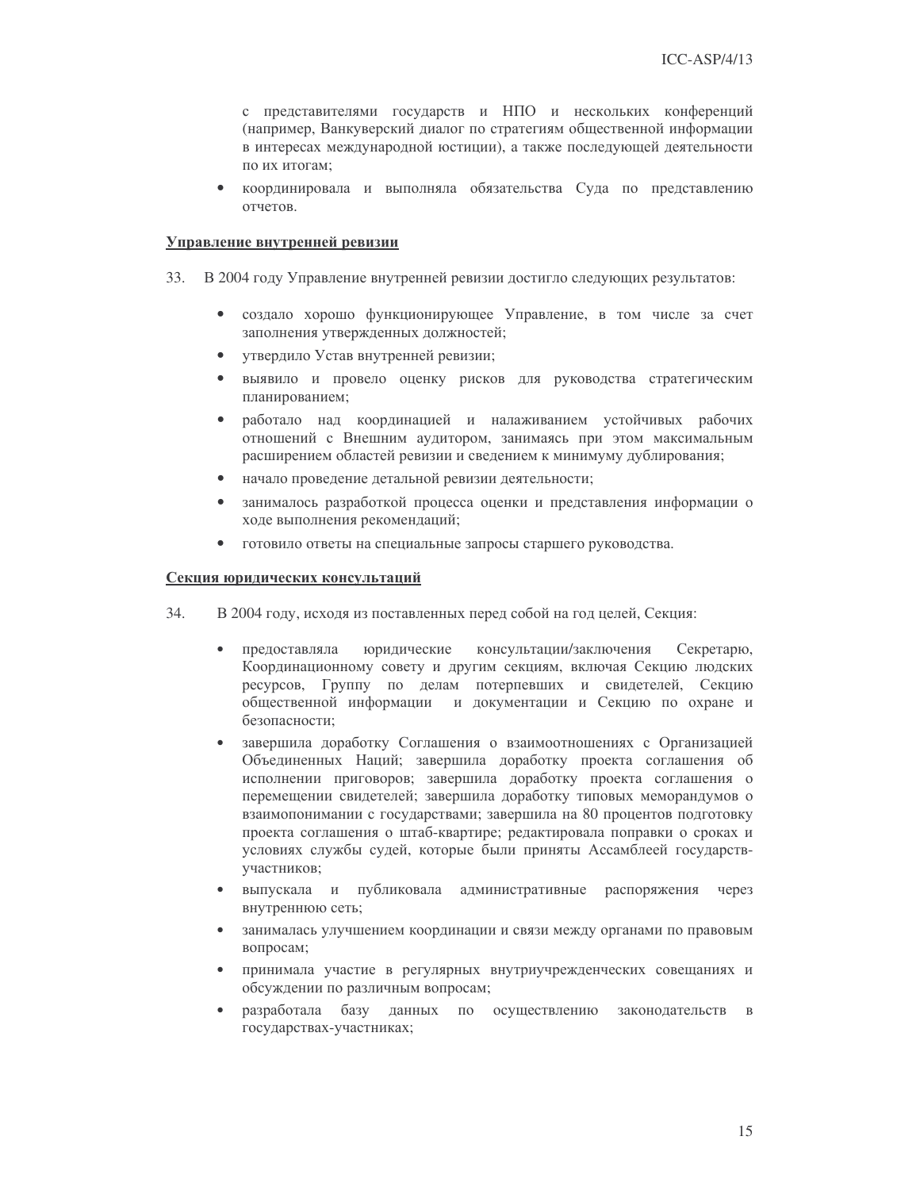с представителями государств и НПО и нескольких конференций (например, Ванкуверский диалог по стратегиям общественной информации в интересах международной юстиции), а также последующей деятельности по их итогам;

- координировала и выполняла обязательства Суда по представлению отчетов.

**Управление внутренней ревизии**

33. В 2004 году Управление внутренней ревизии достигло следующих результатов:

- создало хорошо функционирующее Управление, в том числе за счет заполнения утвержденных должностей;
- утвердило Устав внутренней ревизии;
- выявило и провело оценку рисков для руководства стратегическим планированием;
- работало над координацией и налаживанием устойчивых рабочих отношений с Внешним аудитором, занимаясь при этом максимальным расширением областей ревизии и сведением к минимуму дублирования;
- начало проведение детальной ревизии деятельности;
- занималось разработкой процесса оценки и представления информации о ходе выполнения рекомендаций;
- готовило ответы на специальные запросы старшего руководства.

**Секция юридических консультаций**

34. В 2004 году, исходя из поставленных перед собой на год целей, Секция:

- предоставляла юридические консультации/заключения Секретарю, Координационному совету и другим секциям, включая Секцию людских ресурсов, Группу по делам потерпевших и свидетелей, Секцию общественной информации и документации и Секцию по охране и безопасности;
- завершила доработку Соглашения о взаимоотношениях с Организацией Объединенных Наций; завершила доработку проекта соглашения об исполнении приговоров; завершила доработку проекта соглашения о перемещении свидетелей; завершила доработку типовых меморандумов о взаимопонимании с государствами; завершила на 80 процентов подготовку проекта соглашения о штаб-квартире; редактировала поправки о сроках и условиях службы судей, которые были приняты Ассамблеей государств-участников;
- выпускала и публиковала административные распоряжения через внутреннюю сеть;
- занималась улучшением координации и связи между органами по правовым вопросам;
- принимала участие в регулярных внутриучрежденческих совещаниях и обсуждении по различным вопросам;
- разработала базу данных по осуществлению законодательств в государствах-участниках;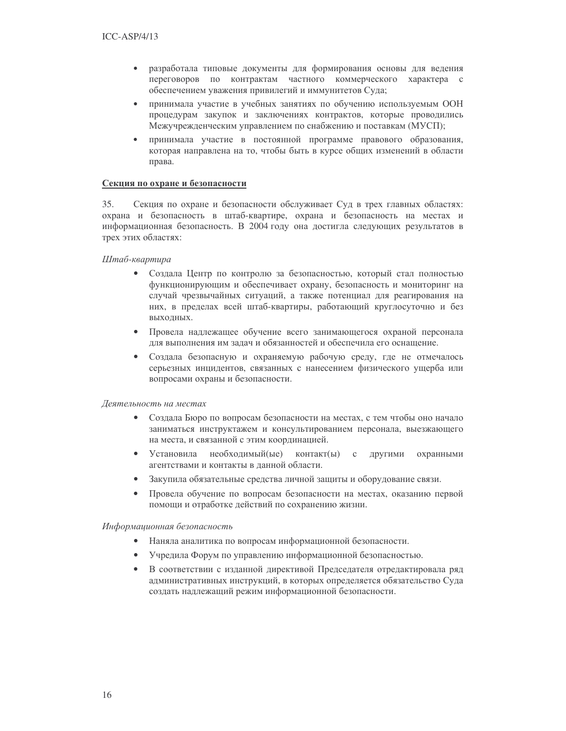- разработала типовые документы для формирования основы для ведения переговоров по контрактам частного коммерческого характера с обеспечением уважения привилегий и иммунитетов Суда;
- принимала участие в учебных занятиях по обучению используемым ООН процедурам закупок и заключениях контрактов, которые проводились Межучрежденческим управлением по снабжению и поставкам (МУСП);
- принимала участие в постоянной программе правового образования, которая направлена на то, чтобы быть в курсе общих изменений в области права.

**Секция по охране и безопасности**

35. Секция по охране и безопасности обслуживает Суд в трех главных областях: охрана и безопасность в штаб-квартире, охрана и безопасность на местах и информационная безопасность. В 2004 году она достигла следующих результатов в трех этих областях:

*Штаб-квартира*

- Создала Центр по контролю за безопасностью, который стал полностью функционирующим и обеспечивает охрану, безопасность и мониторинг на случай чрезвычайных ситуаций, а также потенциал для реагирования на них, в пределах всей штаб-квартиры, работающий круглосуточно и без выходных.
- Провела надлежащее обучение всего занимающегося охраной персонала для выполнения им задач и обязанностей и обеспечила его оснащение.
- Создала безопасную и охраняемую рабочую среду, где не отмечалось серьезных инцидентов, связанных с нанесением физического ущерба или вопросами охраны и безопасности.

*Деятельность на местах*

- Создала Бюро по вопросам безопасности на местах, с тем чтобы оно начало заниматься инструктажем и консультированием персонала, выезжающего на места, и связанной с этим координацией.
- Установила необходимый(ые) контакт(ы) с другими охранными агентствами и контакты в данной области.
- Закупила обязательные средства личной защиты и оборудование связи.
- Провела обучение по вопросам безопасности на местах, оказанию первой помощи и отработке действий по сохранению жизни.

*Информационная безопасность*

- Наняла аналитика по вопросам информационной безопасности.
- Учредила Форум по управлению информационной безопасностью.
- В соответствии с изданной директивой Председателя отредактировала ряд административных инструкций, в которых определяется обязательство Суда создать надлежащий режим информационной безопасности.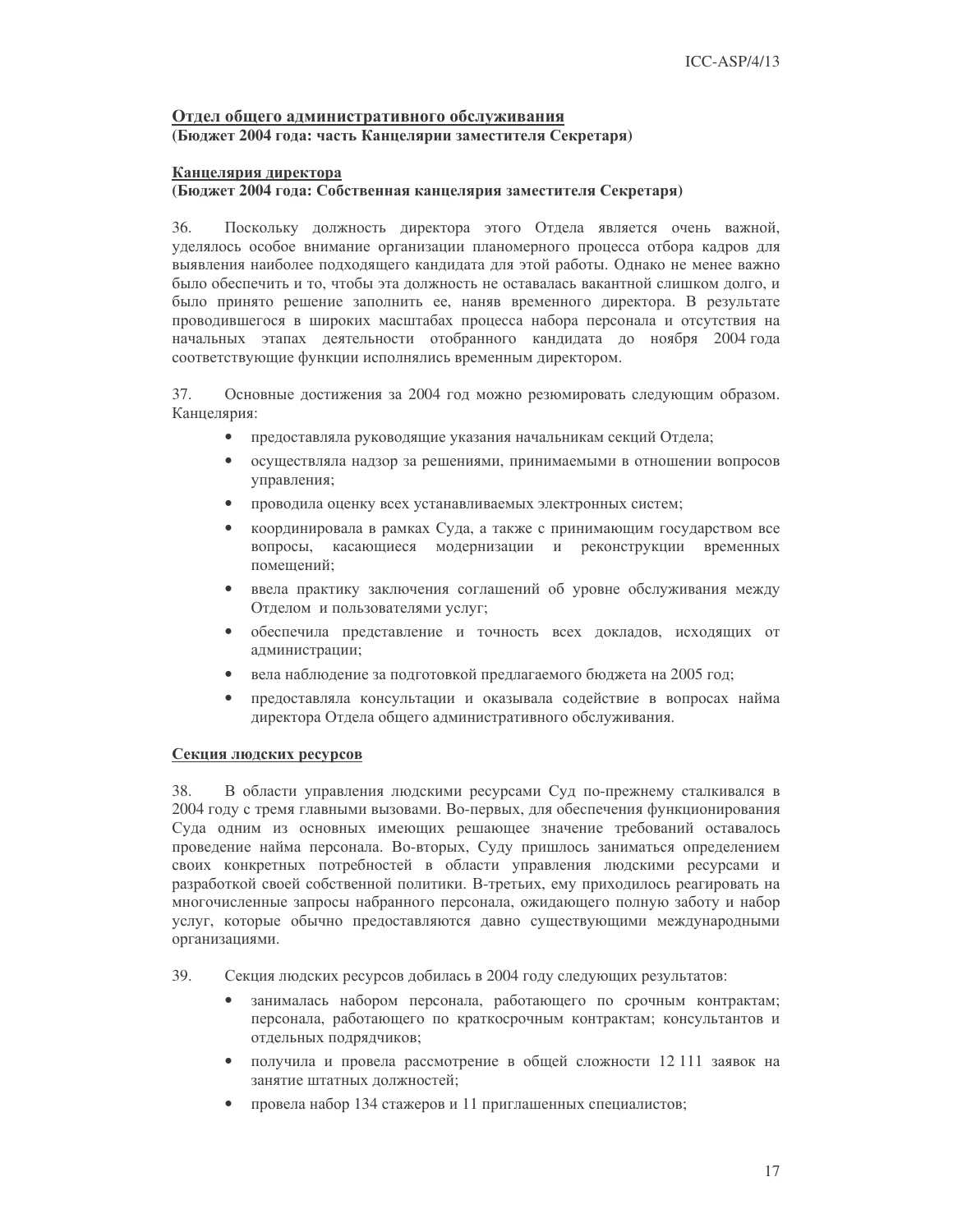**<u>Отдел общего административного обслуживания</u>**
**(Бюджет 2004 года: часть Канцелярии заместителя Секретаря)**

**<u>Канцелярия директора</u>**
**(Бюджет 2004 года: Собственная канцелярия заместителя Секретаря)**

36. Поскольку должность директора этого Отдела является очень важной, уделялось особое внимание организации планомерного процесса отбора кадров для выявления наиболее подходящего кандидата для этой работы. Однако не менее важно было обеспечить и то, чтобы эта должность не оставалась вакантной слишком долго, и было принято решение заполнить ее, наняв временного директора. В результате проводившегося в широких масштабах процесса набора персонала и отсутствия на начальных этапах деятельности отобранного кандидата до ноября 2004 года соответствующие функции исполнялись временным директором.

37. Основные достижения за 2004 год можно резюмировать следующим образом. Канцелярия:

- предоставляла руководящие указания начальникам секций Отдела;
- осуществляла надзор за решениями, принимаемыми в отношении вопросов управления;
- проводила оценку всех устанавливаемых электронных систем;
- координировала в рамках Суда, а также с принимающим государством все вопросы, касающиеся модернизации и реконструкции временных помещений;
- ввела практику заключения соглашений об уровне обслуживания между Отделом и пользователями услуг;
- обеспечила представление и точность всех докладов, исходящих от администрации;
- вела наблюдение за подготовкой предлагаемого бюджета на 2005 год;
- предоставляла консультации и оказывала содействие в вопросах найма директора Отдела общего административного обслуживания.

**<u>Секция людских ресурсов</u>**

38. В области управления людскими ресурсами Суд по-прежнему сталкивался в 2004 году с тремя главными вызовами. Во-первых, для обеспечения функционирования Суда одним из основных имеющих решающее значение требований оставалось проведение найма персонала. Во-вторых, Суду пришлось заниматься определением своих конкретных потребностей в области управления людскими ресурсами и разработкой своей собственной политики. В-третьих, ему приходилось реагировать на многочисленные запросы набранного персонала, ожидающего полную заботу и набор услуг, которые обычно предоставляются давно существующими международными организациями.

39. Секция людских ресурсов добилась в 2004 году следующих результатов:

- занималась набором персонала, работающего по срочным контрактам; персонала, работающего по краткосрочным контрактам; консультантов и отдельных подрядчиков;
- получила и провела рассмотрение в общей сложности 12 111 заявок на занятие штатных должностей;
- провела набор 134 стажеров и 11 приглашенных специалистов;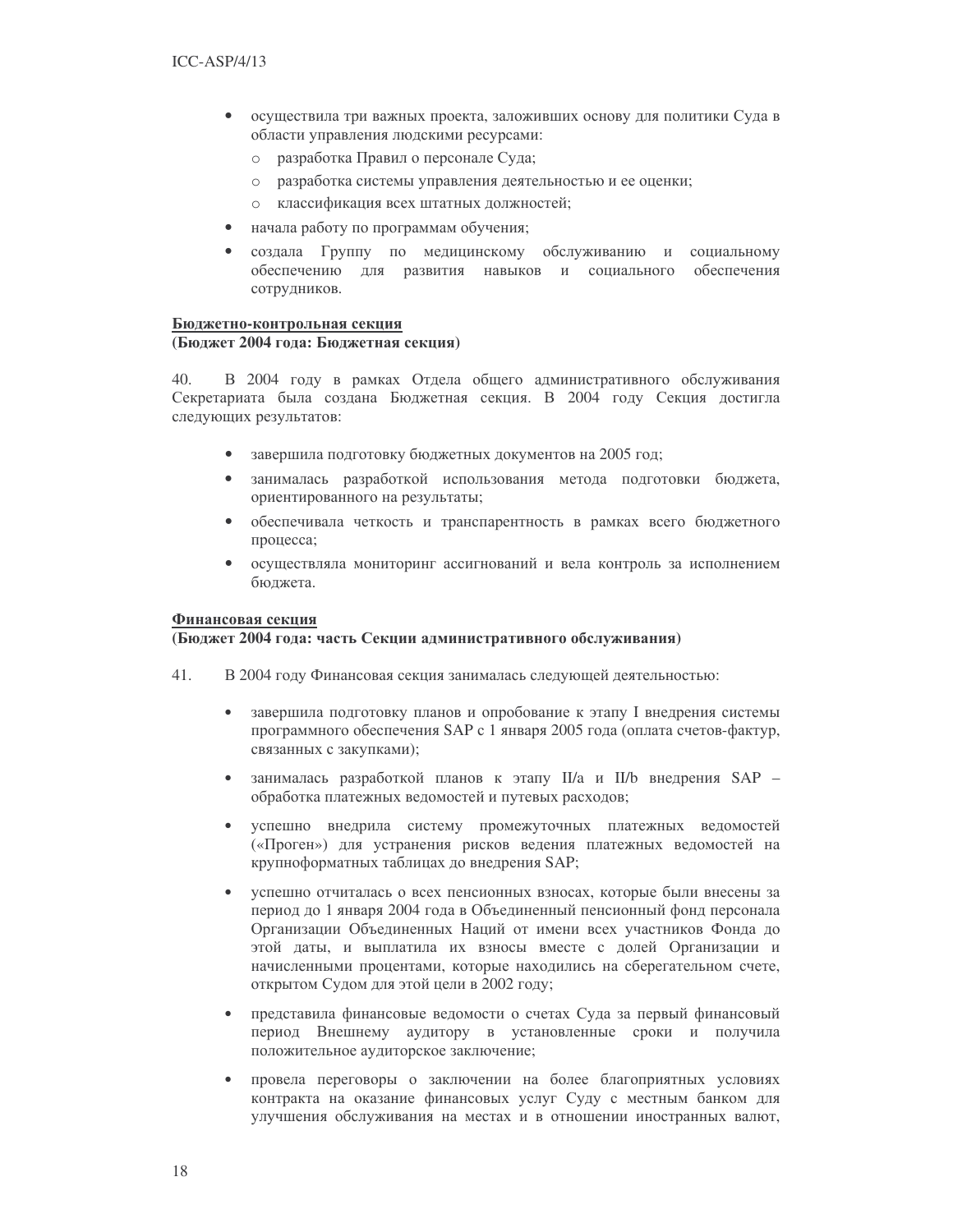- осуществила три важных проекта, заложивших основу для политики Суда в области управления людскими ресурсами:
  - разработка Правил о персонале Суда;
  - разработка системы управления деятельностью и ее оценки;
  - классификация всех штатных должностей;
- начала работу по программам обучения;
- создала Группу по медицинскому обслуживанию и социальному обеспечению для развития навыков и социального обеспечения сотрудников.

**<u>Бюджетно-контрольная секция</u>**
**(Бюджет 2004 года: Бюджетная секция)**

40. В 2004 году в рамках Отдела общего административного обслуживания Секретариата была создана Бюджетная секция. В 2004 году Секция достигла следующих результатов:

- завершила подготовку бюджетных документов на 2005 год;
- занималась разработкой использования метода подготовки бюджета, ориентированного на результаты;
- обеспечивала четкость и транспарентность в рамках всего бюджетного процесса;
- осуществляла мониторинг ассигнований и вела контроль за исполнением бюджета.

**<u>Финансовая секция</u>**
**(Бюджет 2004 года: часть Секции административного обслуживания)**

41. В 2004 году Финансовая секция занималась следующей деятельностью:

- завершила подготовку планов и опробование к этапу I внедрения системы программного обеспечения SAP с 1 января 2005 года (оплата счетов-фактур, связанных с закупками);
- занималась разработкой планов к этапу II/a и II/b внедрения SAP – обработка платежных ведомостей и путевых расходов;
- успешно внедрила систему промежуточных платежных ведомостей («Проген») для устранения рисков ведения платежных ведомостей на крупноформатных таблицах до внедрения SAP;
- успешно отчиталась о всех пенсионных взносах, которые были внесены за период до 1 января 2004 года в Объединенный пенсионный фонд персонала Организации Объединенных Наций от имени всех участников Фонда до этой даты, и выплатила их взносы вместе с долей Организации и начисленными процентами, которые находились на сберегательном счете, открытом Судом для этой цели в 2002 году;
- представила финансовые ведомости о счетах Суда за первый финансовый период Внешнему аудитору в установленные сроки и получила положительное аудиторское заключение;
- провела переговоры о заключении на более благоприятных условиях контракта на оказание финансовых услуг Суду с местным банком для улучшения обслуживания на местах и в отношении иностранных валют,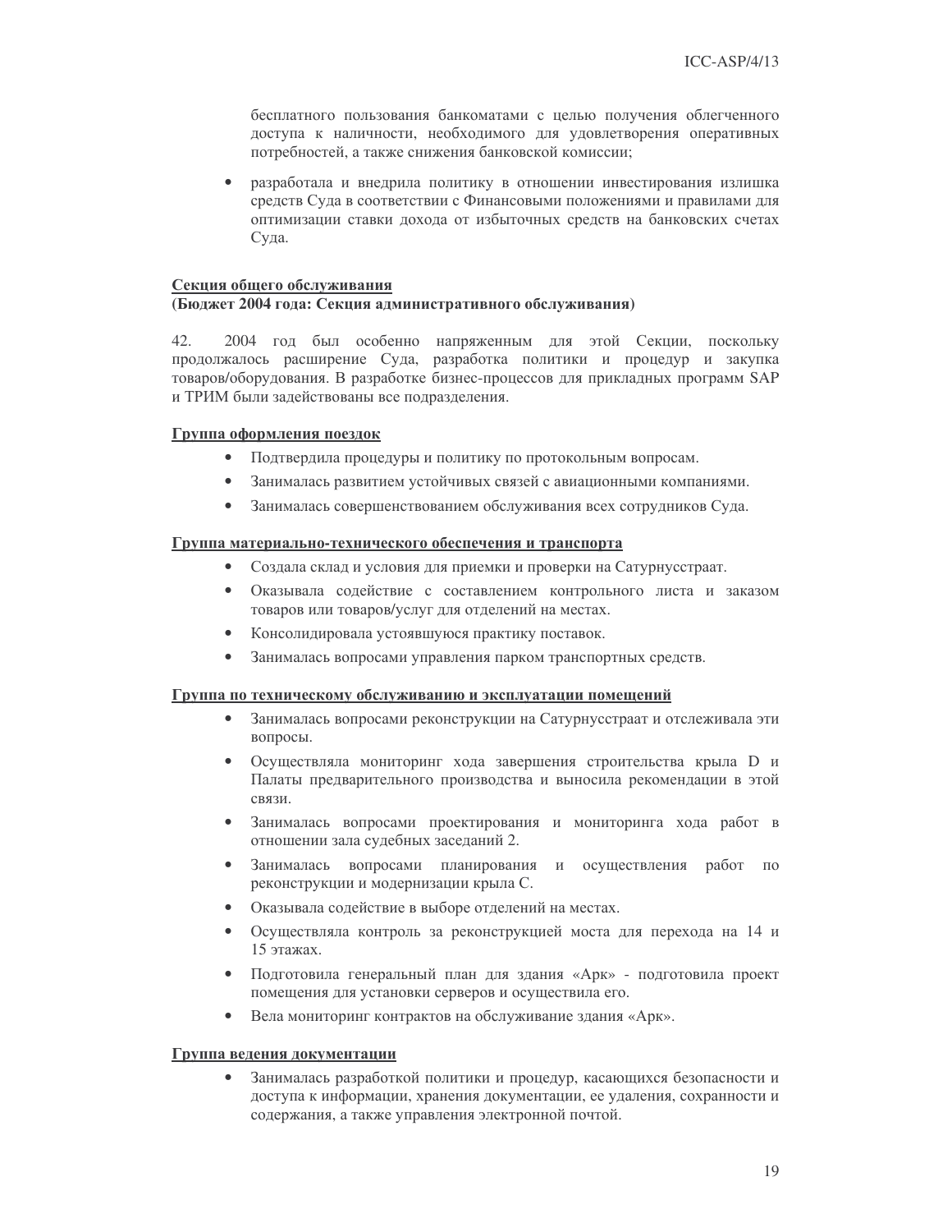бесплатного пользования банкоматами с целью получения облегченного доступа к наличности, необходимого для удовлетворения оперативных потребностей, а также снижения банковской комиссии;

- разработала и внедрила политику в отношении инвестирования излишка средств Суда в соответствии с Финансовыми положениями и правилами для оптимизации ставки дохода от избыточных средств на банковских счетах Суда.

**Секция общего обслуживания**
**(Бюджет 2004 года: Секция административного обслуживания)**

42. 2004 год был особенно напряженным для этой Секции, поскольку продолжалось расширение Суда, разработка политики и процедур и закупка товаров/оборудования. В разработке бизнес-процессов для прикладных программ SAP и ТРИМ были задействованы все подразделения.

**Группа оформления поездок**

- Подтвердила процедуры и политику по протокольным вопросам.
- Занималась развитием устойчивых связей с авиационными компаниями.
- Занималась совершенствованием обслуживания всех сотрудников Суда.

**Группа материально-технического обеспечения и транспорта**

- Создала склад и условия для приемки и проверки на Сатурнусстраат.
- Оказывала содействие с составлением контрольного листа и заказом товаров или товаров/услуг для отделений на местах.
- Консолидировала устоявшуюся практику поставок.
- Занималась вопросами управления парком транспортных средств.

**Группа по техническому обслуживанию и эксплуатации помещений**

- Занималась вопросами реконструкции на Сатурнусстраат и отслеживала эти вопросы.
- Осуществляла мониторинг хода завершения строительства крыла D и Палаты предварительного производства и выносила рекомендации в этой связи.
- Занималась вопросами проектирования и мониторинга хода работ в отношении зала судебных заседаний 2.
- Занималась вопросами планирования и осуществления работ по реконструкции и модернизации крыла C.
- Оказывала содействие в выборе отделений на местах.
- Осуществляла контроль за реконструкцией моста для перехода на 14 и 15 этажах.
- Подготовила генеральный план для здания «Арк» - подготовила проект помещения для установки серверов и осуществила его.
- Вела мониторинг контрактов на обслуживание здания «Арк».

**Группа ведения документации**

- Занималась разработкой политики и процедур, касающихся безопасности и доступа к информации, хранения документации, ее удаления, сохранности и содержания, а также управления электронной почтой.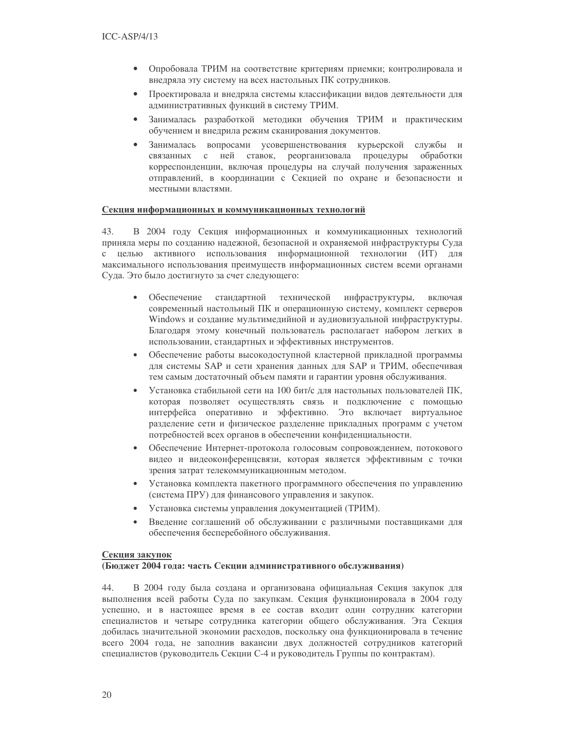- Опробовала ТРИМ на соответствие критериям приемки; контролировала и внедряла эту систему на всех настольных ПК сотрудников.
- Проектировала и внедряла системы классификации видов деятельности для административных функций в систему ТРИМ.
- Занималась разработкой методики обучения ТРИМ и практическим обучением и внедрила режим сканирования документов.
- Занималась вопросами усовершенствования курьерской службы и связанных с ней ставок, реорганизовала процедуры обработки корреспонденции, включая процедуры на случай получения зараженных отправлений, в координации с Секцией по охране и безопасности и местными властями.

**Секция информационных и коммуникационных технологий**

43. В 2004 году Секция информационных и коммуникационных технологий приняла меры по созданию надежной, безопасной и охраняемой инфраструктуры Суда с целью активного использования информационной технологии (ИТ) для максимального использования преимуществ информационных систем всеми органами Суда. Это было достигнуто за счет следующего:

- Обеспечение стандартной технической инфраструктуры, включая современный настольный ПК и операционную систему, комплект серверов Windows и создание мультимедийной и аудиовизуальной инфраструктуры. Благодаря этому конечный пользователь располагает набором легких в использовании, стандартных и эффективных инструментов.
- Обеспечение работы высокодоступной кластерной прикладной программы для системы SAP и сети хранения данных для SAP и ТРИМ, обеспечивая тем самым достаточный объем памяти и гарантии уровня обслуживания.
- Установка стабильной сети на 100 бит/с для настольных пользователей ПК, которая позволяет осуществлять связь и подключение с помощью интерфейса оперативно и эффективно. Это включает виртуальное разделение сети и физическое разделение прикладных программ с учетом потребностей всех органов в обеспечении конфиденциальности.
- Обеспечение Интернет-протокола голосовым сопровождением, потокового видео и видеоконференцсвязи, которая является эффективным с точки зрения затрат телекоммуникационным методом.
- Установка комплекта пакетного программного обеспечения по управлению (система ПРУ) для финансового управления и закупок.
- Установка системы управления документацией (ТРИМ).
- Введение соглашений об обслуживании с различными поставщиками для обеспечения бесперебойного обслуживания.

**Секция закупок**
**(Бюджет 2004 года: часть Секции административного обслуживания)**

44. В 2004 году была создана и организована официальная Секция закупок для выполнения всей работы Суда по закупкам. Секция функционировала в 2004 году успешно, и в настоящее время в ее состав входит один сотрудник категории специалистов и четыре сотрудника категории общего обслуживания. Эта Секция добилась значительной экономии расходов, поскольку она функционировала в течение всего 2004 года, не заполнив вакансии двух должностей сотрудников категорий специалистов (руководитель Секции С-4 и руководитель Группы по контрактам).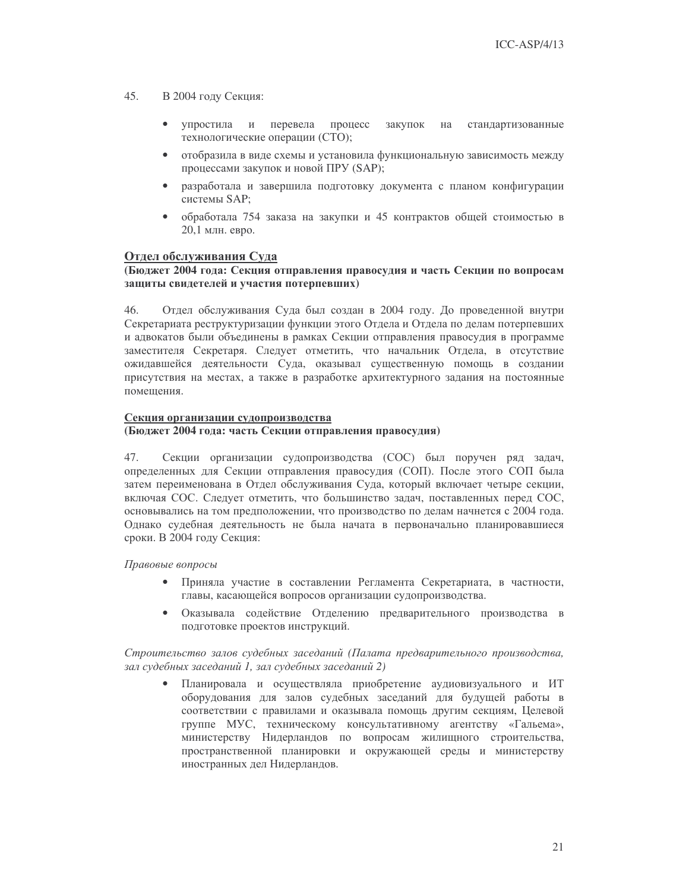45. В 2004 году Секция:

- упростила и перевела процесс закупок на стандартизованные технологические операции (СТО);
- отобразила в виде схемы и установила функциональную зависимость между процессами закупок и новой ПРУ (SAP);
- разработала и завершила подготовку документа с планом конфигурации системы SAP;
- обработала 754 заказа на закупки и 45 контрактов общей стоимостью в 20,1 млн. евро.

**<u>Отдел обслуживания Суда</u>**
**(Бюджет 2004 года: Секция отправления правосудия и часть Секции по вопросам защиты свидетелей и участия потерпевших)**

46. Отдел обслуживания Суда был создан в 2004 году. До проведенной внутри Секретариата реструктуризации функции этого Отдела и Отдела по делам потерпевших и адвокатов были объединены в рамках Секции отправления правосудия в программе заместителя Секретаря. Следует отметить, что начальник Отдела, в отсутствие ожидавшейся деятельности Суда, оказывал существенную помощь в создании присутствия на местах, а также в разработке архитектурного задания на постоянные помещения.

**<u>Секция организации судопроизводства</u>**
**(Бюджет 2004 года: часть Секции отправления правосудия)**

47. Секции организации судопроизводства (СОС) был поручен ряд задач, определенных для Секции отправления правосудия (СОП). После этого СОП была затем переименована в Отдел обслуживания Суда, который включает четыре секции, включая СОС. Следует отметить, что большинство задач, поставленных перед СОС, основывались на том предположении, что производство по делам начнется с 2004 года. Однако судебная деятельность не была начата в первоначально планировавшиеся сроки. В 2004 году Секция:

*Правовые вопросы*

- Приняла участие в составлении Регламента Секретариата, в частности, главы, касающейся вопросов организации судопроизводства.
- Оказывала содействие Отделению предварительного производства в подготовке проектов инструкций.

*Строительство залов судебных заседаний (Палата предварительного производства, зал судебных заседаний 1, зал судебных заседаний 2)*

- Планировала и осуществляла приобретение аудиовизуального и ИТ оборудования для залов судебных заседаний для будущей работы в соответствии с правилами и оказывала помощь другим секциям, Целевой группе МУС, техническому консультативному агентству «Гальема», министерству Нидерландов по вопросам жилищного строительства, пространственной планировки и окружающей среды и министерству иностранных дел Нидерландов.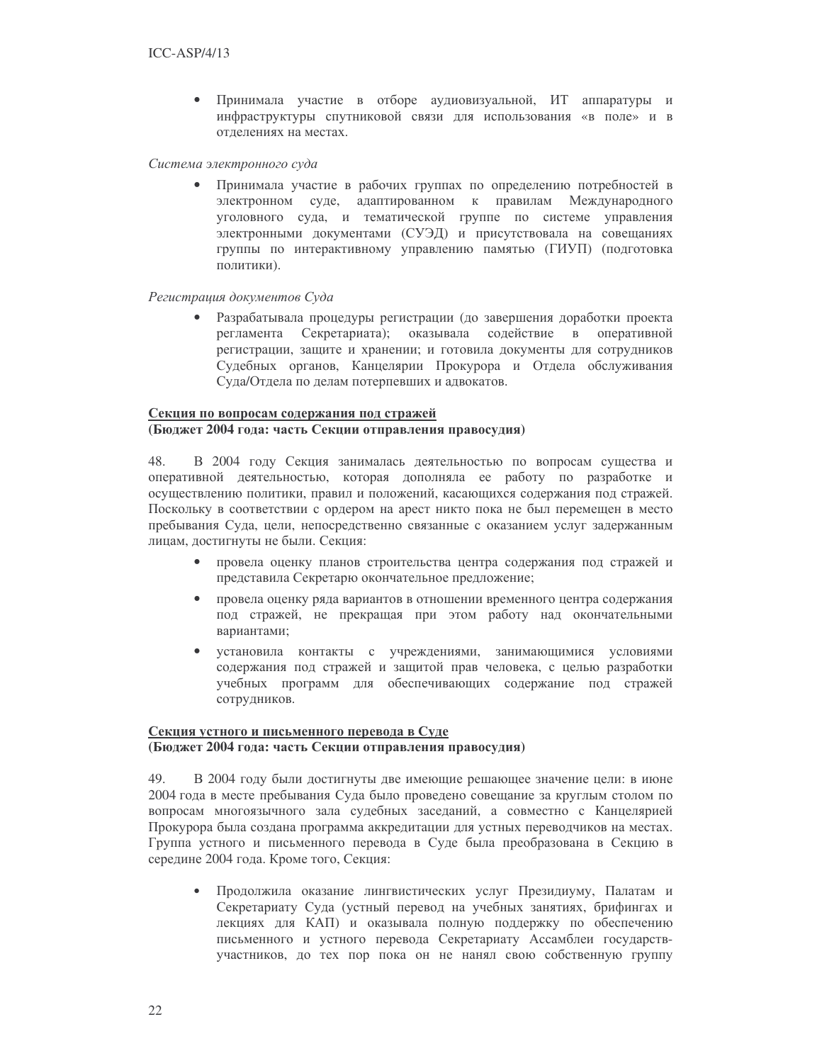- Принимала участие в отборе аудиовизуальной, ИТ аппаратуры и инфраструктуры спутниковой связи для использования «в поле» и в отделениях на местах.

*Система электронного суда*

- Принимала участие в рабочих группах по определению потребностей в электронном суде, адаптированном к правилам Международного уголовного суда, и тематической группе по системе управления электронными документами (СУЭД) и присутствовала на совещаниях группы по интерактивному управлению памятью (ГИУП) (подготовка политики).

*Регистрация документов Суда*

- Разрабатывала процедуры регистрации (до завершения доработки проекта регламента Секретариата); оказывала содействие в оперативной регистрации, защите и хранении; и готовила документы для сотрудников Судебных органов, Канцелярии Прокурора и Отдела обслуживания Суда/Отдела по делам потерпевших и адвокатов.

**<u>Секция по вопросам содержания под стражей</u>**
**(Бюджет 2004 года: часть Секции отправления правосудия)**

48. В 2004 году Секция занималась деятельностью по вопросам существа и оперативной деятельностью, которая дополняла ее работу по разработке и осуществлению политики, правил и положений, касающихся содержания под стражей. Поскольку в соответствии с ордером на арест никто пока не был перемещен в место пребывания Суда, цели, непосредственно связанные с оказанием услуг задержанным лицам, достигнуты не были. Секция:

- провела оценку планов строительства центра содержания под стражей и представила Секретарю окончательное предложение;
- провела оценку ряда вариантов в отношении временного центра содержания под стражей, не прекращая при этом работу над окончательными вариантами;
- установила контакты с учреждениями, занимающимися условиями содержания под стражей и защитой прав человека, с целью разработки учебных программ для обеспечивающих содержание под стражей сотрудников.

**<u>Секция устного и письменного перевода в Суде</u>**
**(Бюджет 2004 года: часть Секции отправления правосудия)**

49. В 2004 году были достигнуты две имеющие решающее значение цели: в июне 2004 года в месте пребывания Суда было проведено совещание за круглым столом по вопросам многоязычного зала судебных заседаний, а совместно с Канцелярией Прокурора была создана программа аккредитации для устных переводчиков на местах. Группа устного и письменного перевода в Суде была преобразована в Секцию в середине 2004 года. Кроме того, Секция:

- Продолжила оказание лингвистических услуг Президиуму, Палатам и Секретариату Суда (устный перевод на учебных занятиях, брифингах и лекциях для КАП) и оказывала полную поддержку по обеспечению письменного и устного перевода Секретариату Ассамблеи государств-участников, до тех пор пока он не нанял свою собственную группу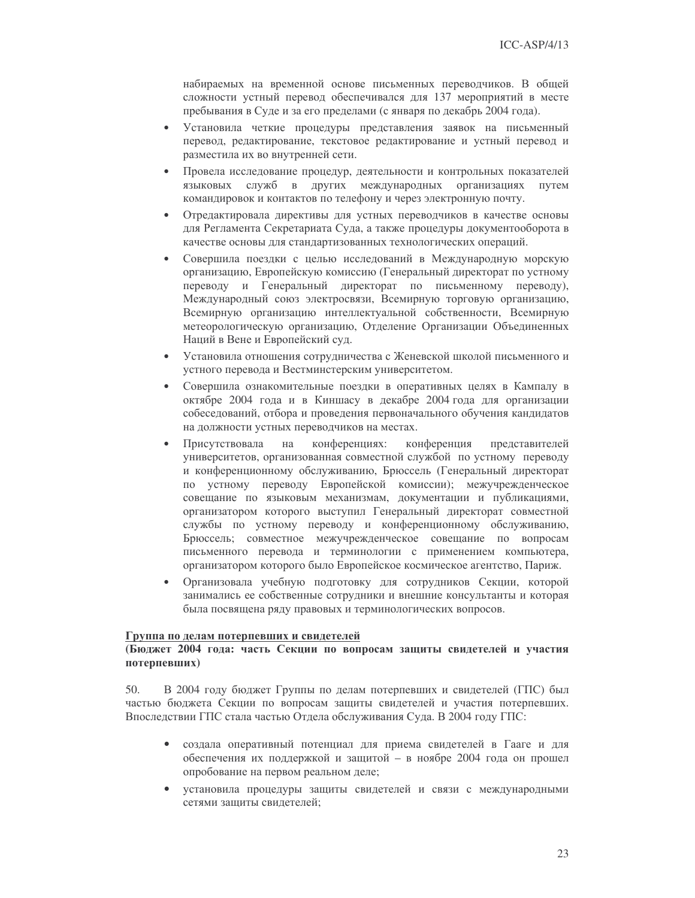набираемых на временной основе письменных переводчиков. В общей сложности устный перевод обеспечивался для 137 мероприятий в месте пребывания в Суде и за его пределами (с января по декабрь 2004 года).

- Установила четкие процедуры представления заявок на письменный перевод, редактирование, текстовое редактирование и устный перевод и разместила их во внутренней сети.
- Провела исследование процедур, деятельности и контрольных показателей языковых служб в других международных организациях путем командировок и контактов по телефону и через электронную почту.
- Отредактировала директивы для устных переводчиков в качестве основы для Регламента Секретариата Суда, а также процедуры документооборота в качестве основы для стандартизованных технологических операций.
- Совершила поездки с целью исследований в Международную морскую организацию, Европейскую комиссию (Генеральный директорат по устному переводу и Генеральный директорат по письменному переводу), Международный союз электросвязи, Всемирную торговую организацию, Всемирную организацию интеллектуальной собственности, Всемирную метеорологическую организацию, Отделение Организации Объединенных Наций в Вене и Европейский суд.
- Установила отношения сотрудничества с Женевской школой письменного и устного перевода и Вестминстерским университетом.
- Совершила ознакомительные поездки в оперативных целях в Кампалу в октябре 2004 года и в Киншасу в декабре 2004 года для организации собеседований, отбора и проведения первоначального обучения кандидатов на должности устных переводчиков на местах.
- Присутствовала на конференциях: конференция представителей университетов, организованная совместной службой по устному переводу и конференционному обслуживанию, Брюссель (Генеральный директорат по устному переводу Европейской комиссии); межучрежденческое совещание по языковым механизмам, документации и публикациями, организатором которого выступил Генеральный директорат совместной службы по устному переводу и конференционному обслуживанию, Брюссель; совместное межучрежденческое совещание по вопросам письменного перевода и терминологии с применением компьютера, организатором которого было Европейское космическое агентство, Париж.
- Организовала учебную подготовку для сотрудников Секции, которой занимались ее собственные сотрудники и внешние консультанты и которая была посвящена ряду правовых и терминологических вопросов.

**Группа по делам потерпевших и свидетелей**
**(Бюджет 2004 года: часть Секции по вопросам защиты свидетелей и участия потерпевших)**

50. В 2004 году бюджет Группы по делам потерпевших и свидетелей (ГПС) был частью бюджета Секции по вопросам защиты свидетелей и участия потерпевших. Впоследствии ГПС стала частью Отдела обслуживания Суда. В 2004 году ГПС:

- создала оперативный потенциал для приема свидетелей в Гааге и для обеспечения их поддержкой и защитой – в ноябре 2004 года он прошел опробование на первом реальном деле;
- установила процедуры защиты свидетелей и связи с международными сетями защиты свидетелей;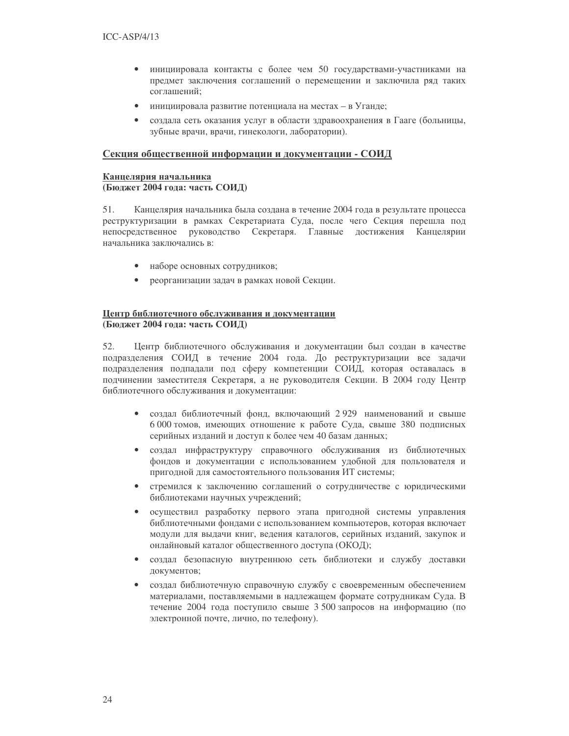- инициировала контакты с более чем 50 государствами-участниками на предмет заключения соглашений о перемещении и заключила ряд таких соглашений;
- инициировала развитие потенциала на местах – в Уганде;
- создала сеть оказания услуг в области здравоохранения в Гааге (больницы, зубные врачи, врачи, гинекологи, лаборатории).

## Секция общественной информации и документации - СОИД

### Канцелярия начальника
**(Бюджет 2004 года: часть СОИД)**

51. Канцелярия начальника была создана в течение 2004 года в результате процесса реструктуризации в рамках Секретариата Суда, после чего Секция перешла под непосредственное руководство Секретаря. Главные достижения Канцелярии начальника заключались в:

- наборе основных сотрудников;
- реорганизации задач в рамках новой Секции.

### Центр библиотечного обслуживания и документации
**(Бюджет 2004 года: часть СОИД)**

52. Центр библиотечного обслуживания и документации был создан в качестве подразделения СОИД в течение 2004 года. До реструктуризации все задачи подразделения подпадали под сферу компетенции СОИД, которая оставалась в подчинении заместителя Секретаря, а не руководителя Секции. В 2004 году Центр библиотечного обслуживания и документации:

- создал библиотечный фонд, включающий 2 929 наименований и свыше 6 000 томов, имеющих отношение к работе Суда, свыше 380 подписных серийных изданий и доступ к более чем 40 базам данных;
- создал инфраструктуру справочного обслуживания из библиотечных фондов и документации с использованием удобной для пользователя и пригодной для самостоятельного пользования ИТ системы;
- стремился к заключению соглашений о сотрудничестве с юридическими библиотеками научных учреждений;
- осуществил разработку первого этапа пригодной системы управления библиотечными фондами с использованием компьютеров, которая включает модули для выдачи книг, ведения каталогов, серийных изданий, закупок и онлайновый каталог общественного доступа (ОКОД);
- создал безопасную внутреннюю сеть библиотеки и службу доставки документов;
- создал библиотечную справочную службу с своевременным обеспечением материалами, поставляемыми в надлежащем формате сотрудникам Суда. В течение 2004 года поступило свыше 3 500 запросов на информацию (по электронной почте, лично, по телефону).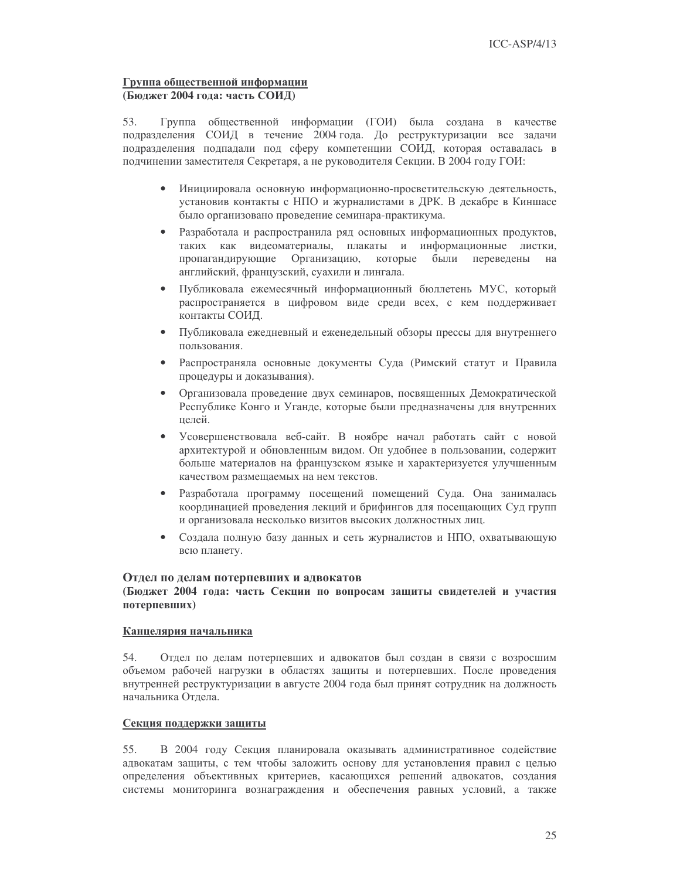**Группа общественной информации**
**(Бюджет 2004 года: часть СОИД)**

53. Группа общественной информации (ГОИ) была создана в качестве подразделения СОИД в течение 2004 года. До реструктуризации все задачи подразделения подпадали под сферу компетенции СОИД, которая оставалась в подчинении заместителя Секретаря, а не руководителя Секции. В 2004 году ГОИ:

- Инициировала основную информационно-просветительскую деятельность, установив контакты с НПО и журналистами в ДРК. В декабре в Киншасе было организовано проведение семинара-практикума.
- Разработала и распространила ряд основных информационных продуктов, таких как видеоматериалы, плакаты и информационные листки, пропагандирующие Организацию, которые были переведены на английский, французский, суахили и лингала.
- Публиковала ежемесячный информационный бюллетень МУС, который распространяется в цифровом виде среди всех, с кем поддерживает контакты СОИД.
- Публиковала ежедневный и еженедельный обзоры прессы для внутреннего пользования.
- Распространяла основные документы Суда (Римский статут и Правила процедуры и доказывания).
- Организовала проведение двух семинаров, посвященных Демократической Республике Конго и Уганде, которые были предназначены для внутренних целей.
- Усовершенствовала веб-сайт. В ноябре начал работать сайт с новой архитектурой и обновленным видом. Он удобнее в пользовании, содержит больше материалов на французском языке и характеризуется улучшенным качеством размещаемых на нем текстов.
- Разработала программу посещений помещений Суда. Она занималась координацией проведения лекций и брифингов для посещающих Суд групп и организовала несколько визитов высоких должностных лиц.
- Создала полную базу данных и сеть журналистов и НПО, охватывающую всю планету.

## Отдел по делам потерпевших и адвокатов
**(Бюджет 2004 года: часть Секции по вопросам защиты свидетелей и участия потерпевших)**

**Канцелярия начальника**

54. Отдел по делам потерпевших и адвокатов был создан в связи с возросшим объемом рабочей нагрузки в областях защиты и потерпевших. После проведения внутренней реструктуризации в августе 2004 года был принят сотрудник на должность начальника Отдела.

**Секция поддержки защиты**

55. В 2004 году Секция планировала оказывать административное содействие адвокатам защиты, с тем чтобы заложить основу для установления правил с целью определения объективных критериев, касающихся решений адвокатов, создания системы мониторинга вознаграждения и обеспечения равных условий, а также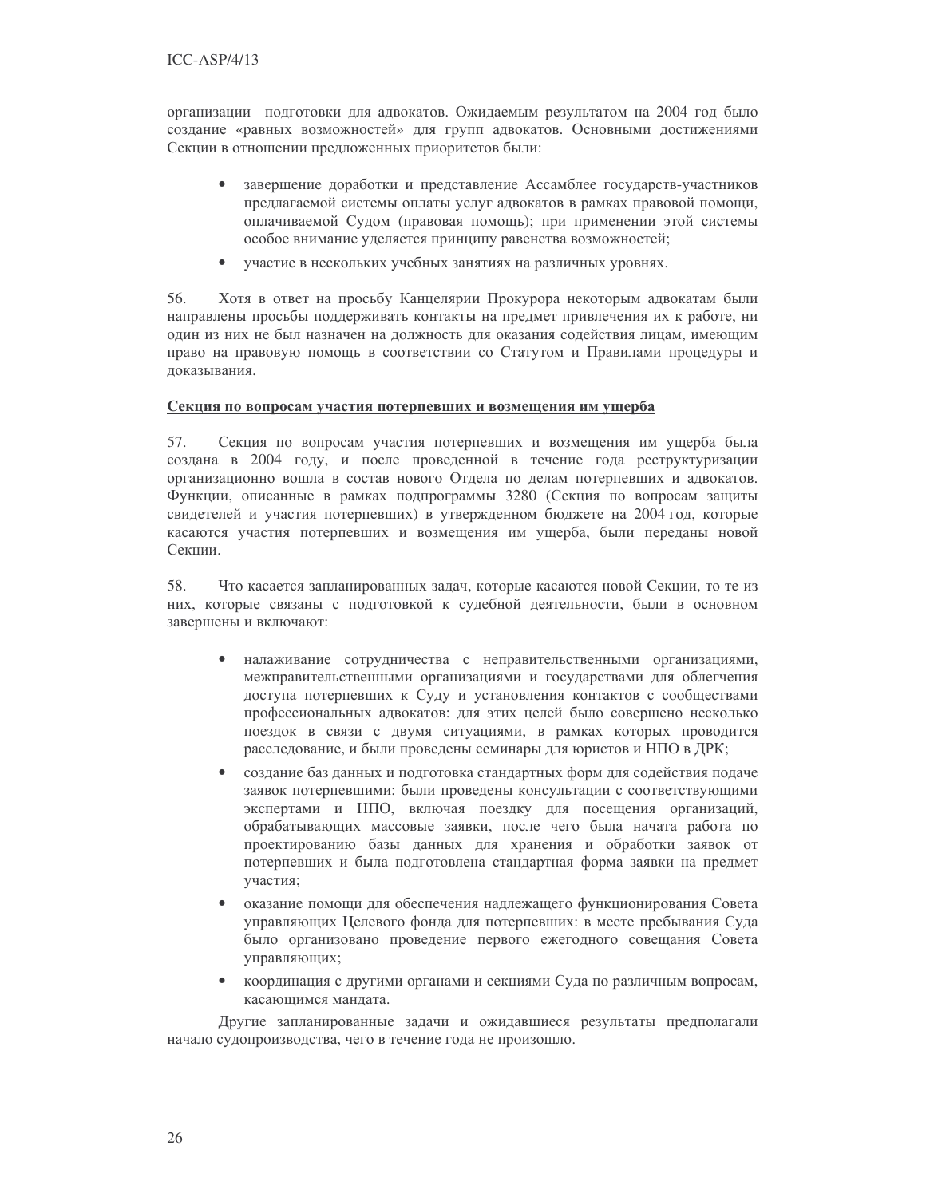организации подготовки для адвокатов. Ожидаемым результатом на 2004 год было создание «равных возможностей» для групп адвокатов. Основными достижениями Секции в отношении предложенных приоритетов были:

- завершение доработки и представление Ассамблее государств-участников предлагаемой системы оплаты услуг адвокатов в рамках правовой помощи, оплачиваемой Судом (правовая помощь); при применении этой системы особое внимание уделяется принципу равенства возможностей;
- участие в нескольких учебных занятиях на различных уровнях.

56. Хотя в ответ на просьбу Канцелярии Прокурора некоторым адвокатам были направлены просьбы поддерживать контакты на предмет привлечения их к работе, ни один из них не был назначен на должность для оказания содействия лицам, имеющим право на правовую помощь в соответствии со Статутом и Правилами процедуры и доказывания.

**Секция по вопросам участия потерпевших и возмещения им ущерба**

57. Секция по вопросам участия потерпевших и возмещения им ущерба была создана в 2004 году, и после проведенной в течение года реструктуризации организационно вошла в состав нового Отдела по делам потерпевших и адвокатов. Функции, описанные в рамках подпрограммы 3280 (Секция по вопросам защиты свидетелей и участия потерпевших) в утвержденном бюджете на 2004 год, которые касаются участия потерпевших и возмещения им ущерба, были переданы новой Секции.

58. Что касается запланированных задач, которые касаются новой Секции, то те из них, которые связаны с подготовкой к судебной деятельности, были в основном завершены и включают:

- налаживание сотрудничества с неправительственными организациями, межправительственными организациями и государствами для облегчения доступа потерпевших к Суду и установления контактов с сообществами профессиональных адвокатов: для этих целей было совершено несколько поездок в связи с двумя ситуациями, в рамках которых проводится расследование, и были проведены семинары для юристов и НПО в ДРК;
- создание баз данных и подготовка стандартных форм для содействия подаче заявок потерпевшими: были проведены консультации с соответствующими экспертами и НПО, включая поездку для посещения организаций, обрабатывающих массовые заявки, после чего была начата работа по проектированию базы данных для хранения и обработки заявок от потерпевших и была подготовлена стандартная форма заявки на предмет участия;
- оказание помощи для обеспечения надлежащего функционирования Совета управляющих Целевого фонда для потерпевших: в месте пребывания Суда было организовано проведение первого ежегодного совещания Совета управляющих;
- координация с другими органами и секциями Суда по различным вопросам, касающимся мандата.

Другие запланированные задачи и ожидавшиеся результаты предполагали начало судопроизводства, чего в течение года не произошло.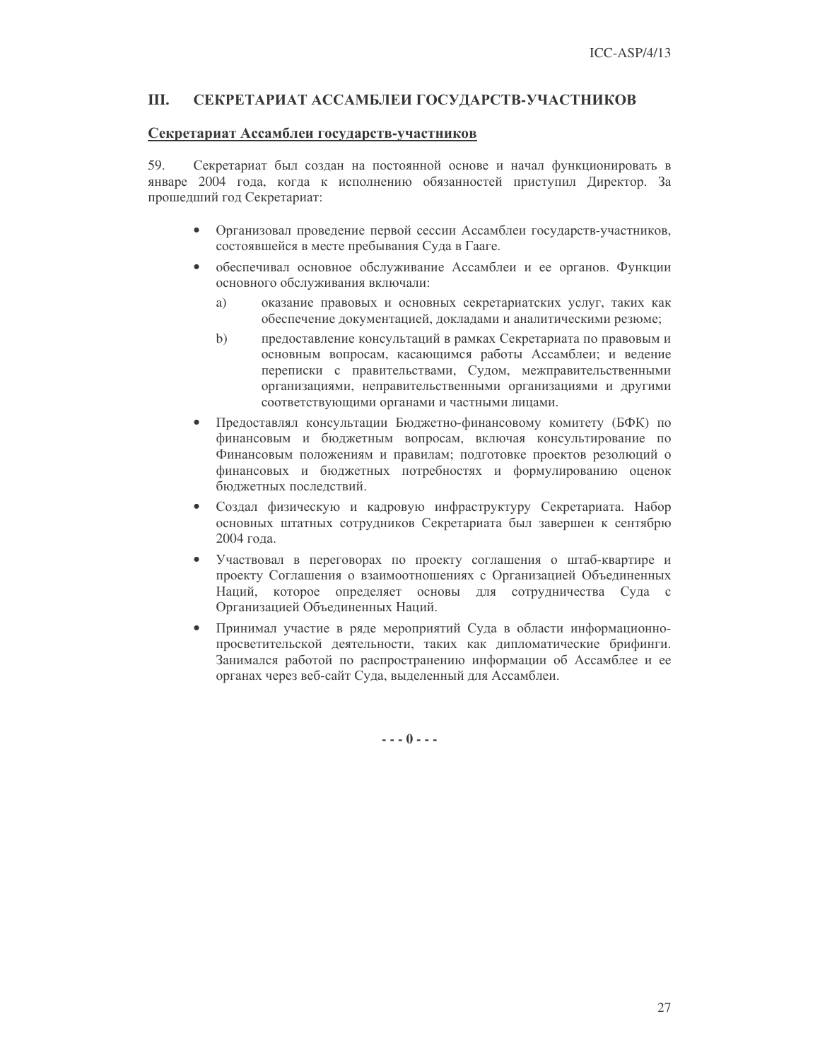## III. СЕКРЕТАРИАТ АССАМБЛЕИ ГОСУДАРСТВ-УЧАСТНИКОВ

**Секретариат Ассамблеи государств-участников**

59. Секретариат был создан на постоянной основе и начал функционировать в январе 2004 года, когда к исполнению обязанностей приступил Директор. За прошедший год Секретариат:

- Организовал проведение первой сессии Ассамблеи государств-участников, состоявшейся в месте пребывания Суда в Гааге.
- обеспечивал основное обслуживание Ассамблеи и ее органов. Функции основного обслуживания включали:
  - a) оказание правовых и основных секретариатских услуг, таких как обеспечение документацией, докладами и аналитическими резюме;
  - b) предоставление консультаций в рамках Секретариата по правовым и основным вопросам, касающимся работы Ассамблеи; и ведение переписки с правительствами, Судом, межправительственными организациями, неправительственными организациями и другими соответствующими органами и частными лицами.
- Предоставлял консультации Бюджетно-финансовому комитету (БФК) по финансовым и бюджетным вопросам, включая консультирование по Финансовым положениям и правилам; подготовке проектов резолюций о финансовых и бюджетных потребностях и формулированию оценок бюджетных последствий.
- Создал физическую и кадровую инфраструктуру Секретариата. Набор основных штатных сотрудников Секретариата был завершен к сентябрю 2004 года.
- Участвовал в переговорах по проекту соглашения о штаб-квартире и проекту Соглашения о взаимоотношениях с Организацией Объединенных Наций, которое определяет основы для сотрудничества Суда с Организацией Объединенных Наций.
- Принимал участие в ряде мероприятий Суда в области информационно-просветительской деятельности, таких как дипломатические брифинги. Занимался работой по распространению информации об Ассамблее и ее органах через веб-сайт Суда, выделенный для Ассамблеи.

**- - - 0 - - -**